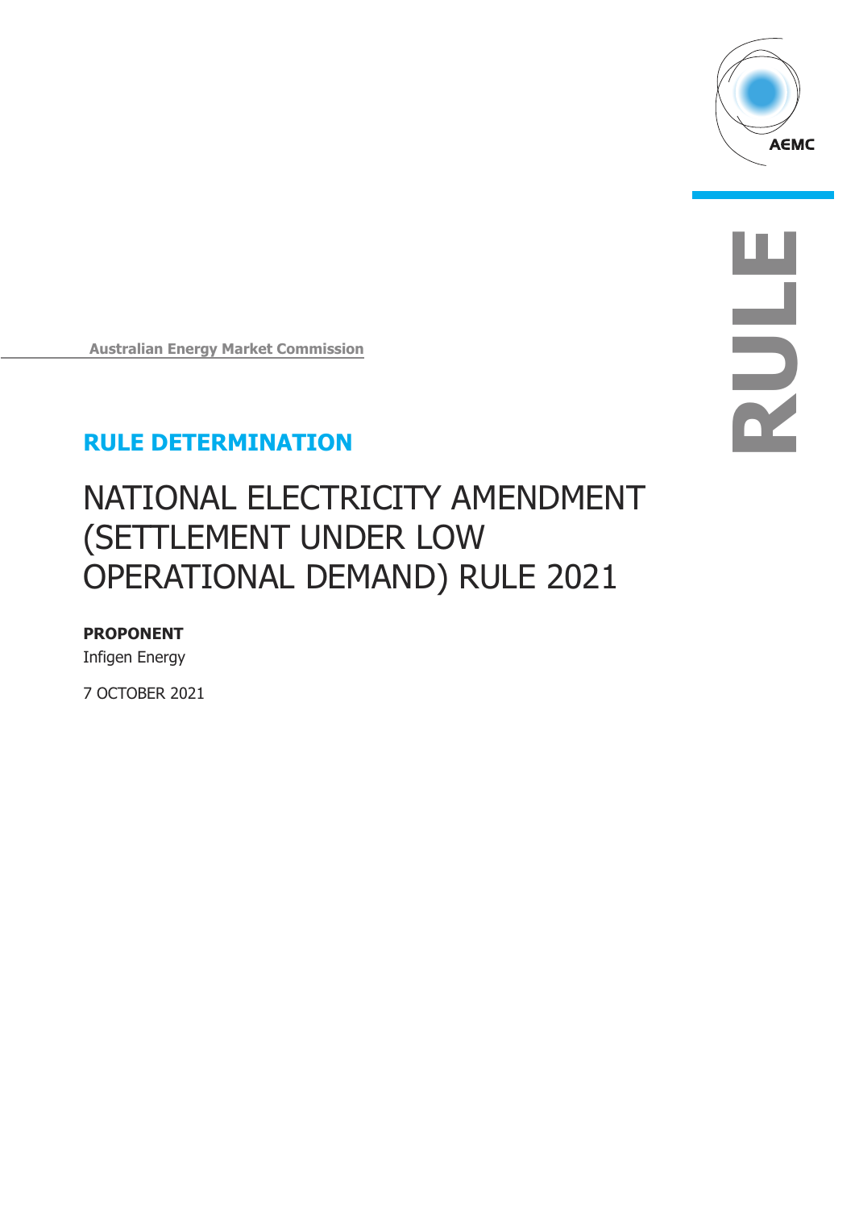Australian Energy Market Commission

## RULE DETERMINATION

# NATIONAL ELECTRICITY AMENDMENT (SETTLEMENT UNDER LOW OPERATIONAL DEMAND) RULE 2021

**PROPONENT**

Infigen Energy

7 OCTOBER 2021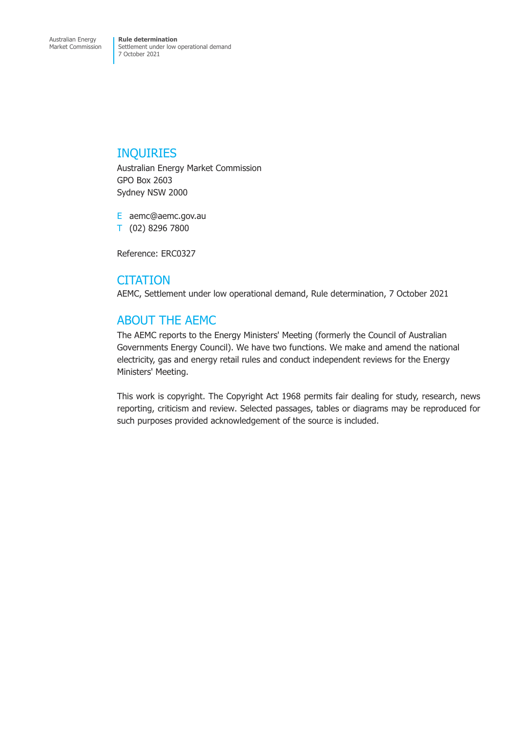## INQUIRIES

Australian Energy Market Commission
GPO Box 2603
Sydney NSW 2000

E aemc@aemc.gov.au
T (02) 8296 7800

Reference: ERC0327

## CITATION

AEMC, Settlement under low operational demand, Rule determination, 7 October 2021

## ABOUT THE AEMC

The AEMC reports to the Energy Ministers' Meeting (formerly the Council of Australian Governments Energy Council). We have two functions. We make and amend the national electricity, gas and energy retail rules and conduct independent reviews for the Energy Ministers' Meeting.

This work is copyright. The Copyright Act 1968 permits fair dealing for study, research, news reporting, criticism and review. Selected passages, tables or diagrams may be reproduced for such purposes provided acknowledgement of the source is included.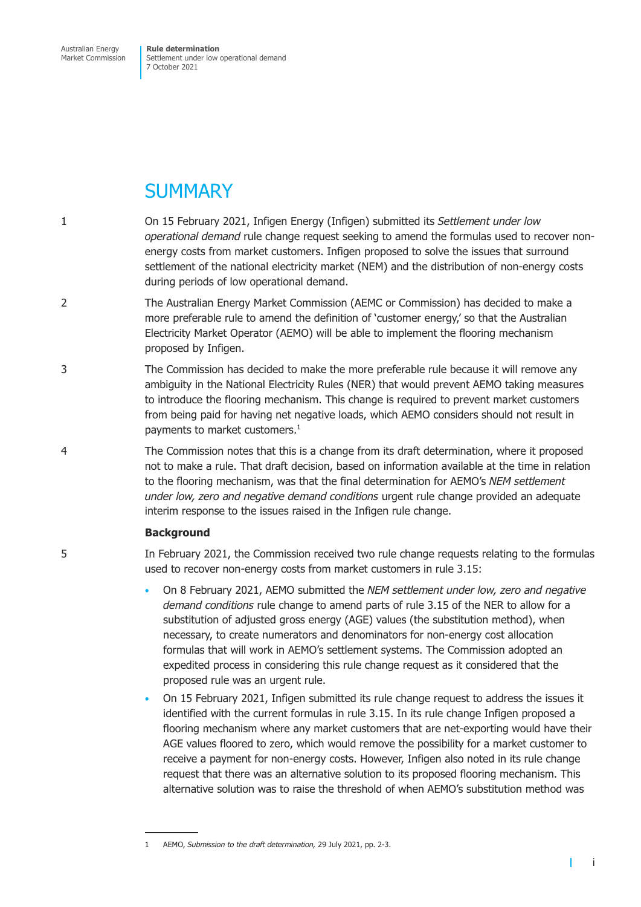# SUMMARY

1 On 15 February 2021, Infigen Energy (Infigen) submitted its *Settlement under low operational demand* rule change request seeking to amend the formulas used to recover non-energy costs from market customers. Infigen proposed to solve the issues that surround settlement of the national electricity market (NEM) and the distribution of non-energy costs during periods of low operational demand.

2 The Australian Energy Market Commission (AEMC or Commission) has decided to make a more preferable rule to amend the definition of 'customer energy,' so that the Australian Electricity Market Operator (AEMO) will be able to implement the flooring mechanism proposed by Infigen.

3 The Commission has decided to make the more preferable rule because it will remove any ambiguity in the National Electricity Rules (NER) that would prevent AEMO taking measures to introduce the flooring mechanism. This change is required to prevent market customers from being paid for having net negative loads, which AEMO considers should not result in payments to market customers.[1]

4 The Commission notes that this is a change from its draft determination, where it proposed not to make a rule. That draft decision, based on information available at the time in relation to the flooring mechanism, was that the final determination for AEMO's *NEM settlement under low, zero and negative demand conditions* urgent rule change provided an adequate interim response to the issues raised in the Infigen rule change.

**Background**

5 In February 2021, the Commission received two rule change requests relating to the formulas used to recover non-energy costs from market customers in rule 3.15:

- On 8 February 2021, AEMO submitted the *NEM settlement under low, zero and negative demand conditions* rule change to amend parts of rule 3.15 of the NER to allow for a substitution of adjusted gross energy (AGE) values (the substitution method), when necessary, to create numerators and denominators for non-energy cost allocation formulas that will work in AEMO's settlement systems. The Commission adopted an expedited process in considering this rule change request as it considered that the proposed rule was an urgent rule.
- On 15 February 2021, Infigen submitted its rule change request to address the issues it identified with the current formulas in rule 3.15. In its rule change Infigen proposed a flooring mechanism where any market customers that are net-exporting would have their AGE values floored to zero, which would remove the possibility for a market customer to receive a payment for non-energy costs. However, Infigen also noted in its rule change request that there was an alternative solution to its proposed flooring mechanism. This alternative solution was to raise the threshold of when AEMO's substitution method was

1 AEMO, *Submission to the draft determination,* 29 July 2021, pp. 2-3.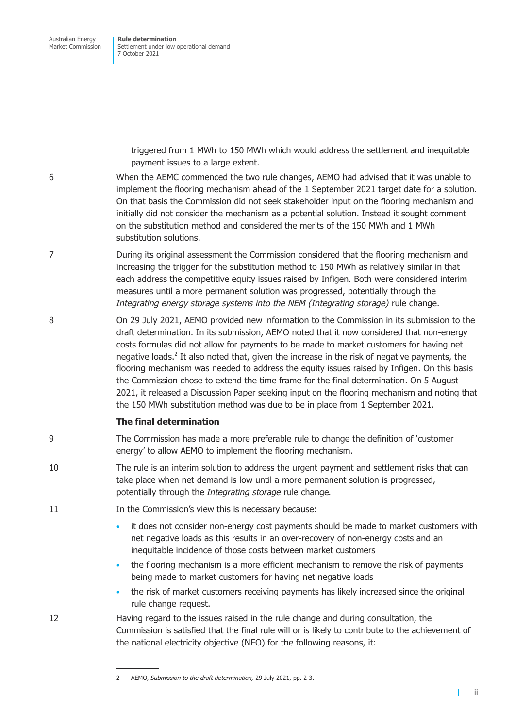triggered from 1 MWh to 150 MWh which would address the settlement and inequitable payment issues to a large extent.

6 When the AEMC commenced the two rule changes, AEMO had advised that it was unable to implement the flooring mechanism ahead of the 1 September 2021 target date for a solution. On that basis the Commission did not seek stakeholder input on the flooring mechanism and initially did not consider the mechanism as a potential solution. Instead it sought comment on the substitution method and considered the merits of the 150 MWh and 1 MWh substitution solutions.

7 During its original assessment the Commission considered that the flooring mechanism and increasing the trigger for the substitution method to 150 MWh as relatively similar in that each address the competitive equity issues raised by Infigen. Both were considered interim measures until a more permanent solution was progressed, potentially through the *Integrating energy storage systems into the NEM (Integrating storage)* rule change.

8 On 29 July 2021, AEMO provided new information to the Commission in its submission to the draft determination. In its submission, AEMO noted that it now considered that non-energy costs formulas did not allow for payments to be made to market customers for having net negative loads.[2] It also noted that, given the increase in the risk of negative payments, the flooring mechanism was needed to address the equity issues raised by Infigen. On this basis the Commission chose to extend the time frame for the final determination. On 5 August 2021, it released a Discussion Paper seeking input on the flooring mechanism and noting that the 150 MWh substitution method was due to be in place from 1 September 2021.

**The final determination**

9 The Commission has made a more preferable rule to change the definition of 'customer energy' to allow AEMO to implement the flooring mechanism.

10 The rule is an interim solution to address the urgent payment and settlement risks that can take place when net demand is low until a more permanent solution is progressed, potentially through the *Integrating storage* rule change.

11 In the Commission's view this is necessary because:

- it does not consider non-energy cost payments should be made to market customers with net negative loads as this results in an over-recovery of non-energy costs and an inequitable incidence of those costs between market customers
- the flooring mechanism is a more efficient mechanism to remove the risk of payments being made to market customers for having net negative loads
- the risk of market customers receiving payments has likely increased since the original rule change request.

12 Having regard to the issues raised in the rule change and during consultation, the Commission is satisfied that the final rule will or is likely to contribute to the achievement of the national electricity objective (NEO) for the following reasons, it:

---

2 AEMO, *Submission to the draft determination,* 29 July 2021, pp. 2-3.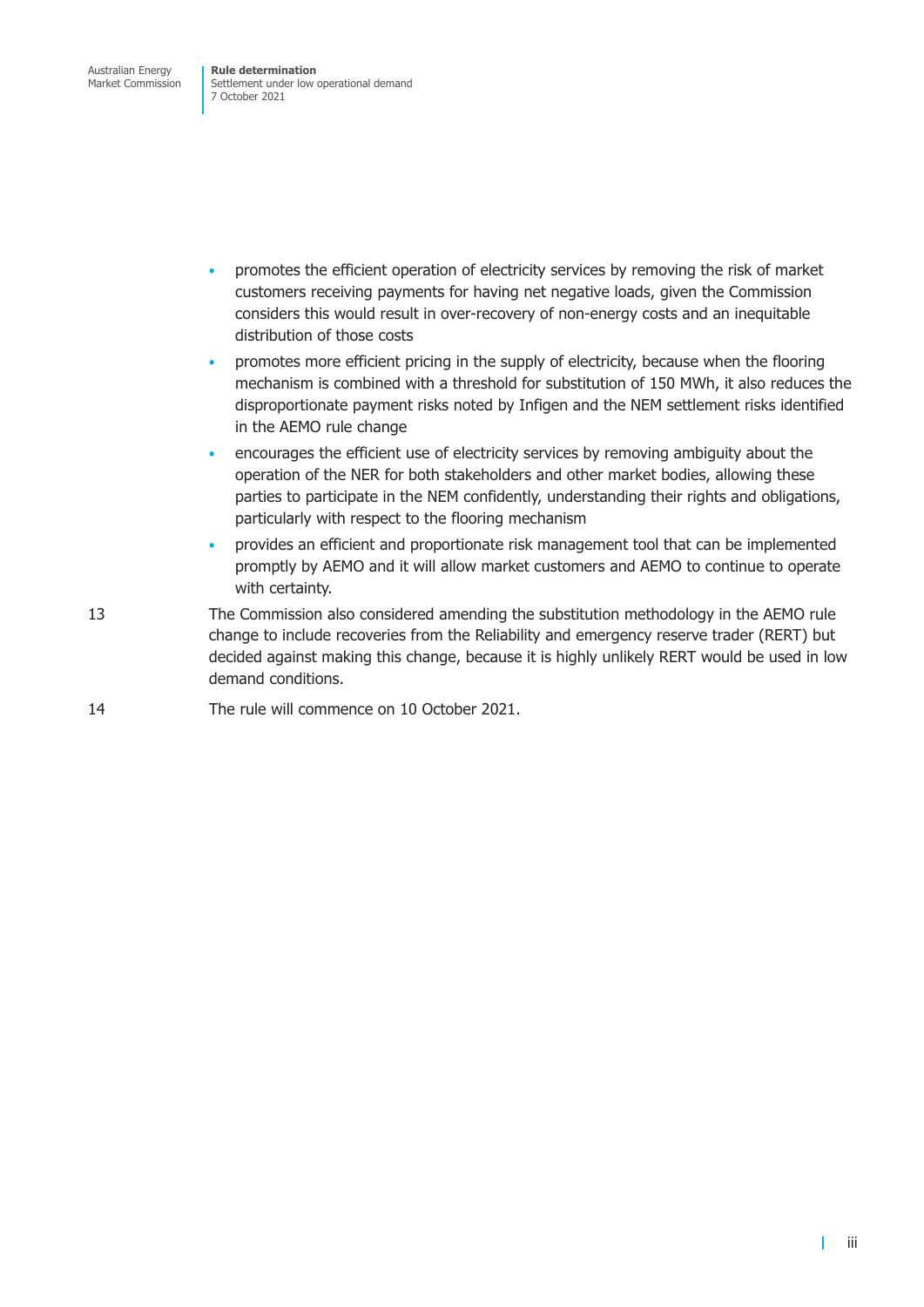- promotes the efficient operation of electricity services by removing the risk of market customers receiving payments for having net negative loads, given the Commission considers this would result in over-recovery of non-energy costs and an inequitable distribution of those costs
- promotes more efficient pricing in the supply of electricity, because when the flooring mechanism is combined with a threshold for substitution of 150 MWh, it also reduces the disproportionate payment risks noted by Infigen and the NEM settlement risks identified in the AEMO rule change
- encourages the efficient use of electricity services by removing ambiguity about the operation of the NER for both stakeholders and other market bodies, allowing these parties to participate in the NEM confidently, understanding their rights and obligations, particularly with respect to the flooring mechanism
- provides an efficient and proportionate risk management tool that can be implemented promptly by AEMO and it will allow market customers and AEMO to continue to operate with certainty.

13 The Commission also considered amending the substitution methodology in the AEMO rule change to include recoveries from the Reliability and emergency reserve trader (RERT) but decided against making this change, because it is highly unlikely RERT would be used in low demand conditions.

14 The rule will commence on 10 October 2021.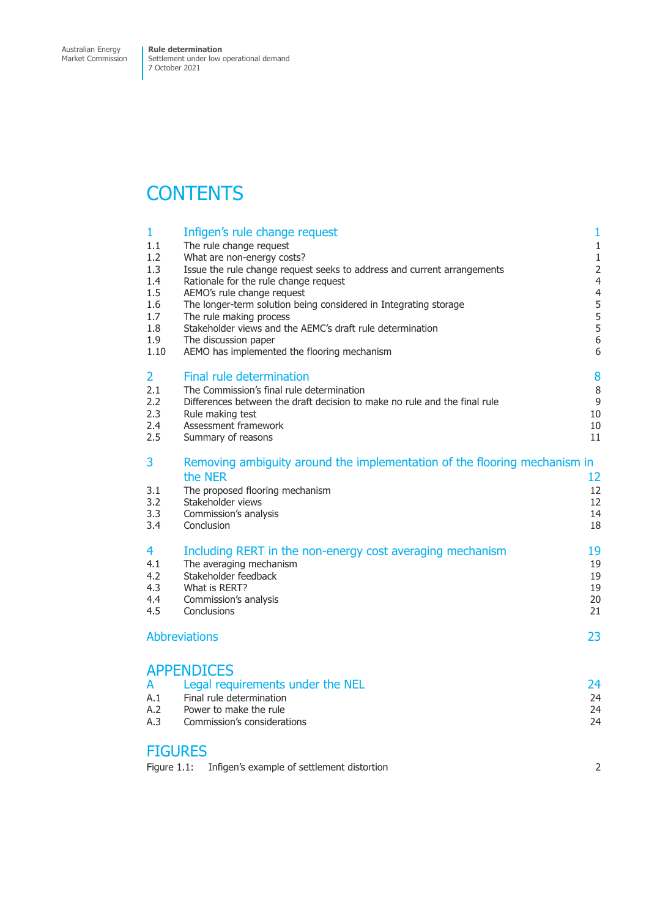# CONTENTS

| | | |
|---|---|---|
| **1** | **Infigen's rule change request** | **1** |
| 1.1 | The rule change request | 1 |
| 1.2 | What are non-energy costs? | 1 |
| 1.3 | Issue the rule change request seeks to address and current arrangements | 2 |
| 1.4 | Rationale for the rule change request | 4 |
| 1.5 | AEMO's rule change request | 4 |
| 1.6 | The longer-term solution being considered in Integrating storage | 5 |
| 1.7 | The rule making process | 5 |
| 1.8 | Stakeholder views and the AEMC's draft rule determination | 5 |
| 1.9 | The discussion paper | 6 |
| 1.10 | AEMO has implemented the flooring mechanism | 6 |
| **2** | **Final rule determination** | **8** |
| 2.1 | The Commission's final rule determination | 8 |
| 2.2 | Differences between the draft decision to make no rule and the final rule | 9 |
| 2.3 | Rule making test | 10 |
| 2.4 | Assessment framework | 10 |
| 2.5 | Summary of reasons | 11 |
| **3** | **Removing ambiguity around the implementation of the flooring mechanism in the NER** | **12** |
| 3.1 | The proposed flooring mechanism | 12 |
| 3.2 | Stakeholder views | 12 |
| 3.3 | Commission's analysis | 14 |
| 3.4 | Conclusion | 18 |
| **4** | **Including RERT in the non-energy cost averaging mechanism** | **19** |
| 4.1 | The averaging mechanism | 19 |
| 4.2 | Stakeholder feedback | 19 |
| 4.3 | What is RERT? | 19 |
| 4.4 | Commission's analysis | 20 |
| 4.5 | Conclusions | 21 |
| | **Abbreviations** | **23** |

## APPENDICES

| | | |
|---|---|---|
| **A** | **Legal requirements under the NEL** | **24** |
| A.1 | Final rule determination | 24 |
| A.2 | Power to make the rule | 24 |
| A.3 | Commission's considerations | 24 |

## FIGURES

| | | |
|---|---|---|
| Figure 1.1: | Infigen's example of settlement distortion | 2 |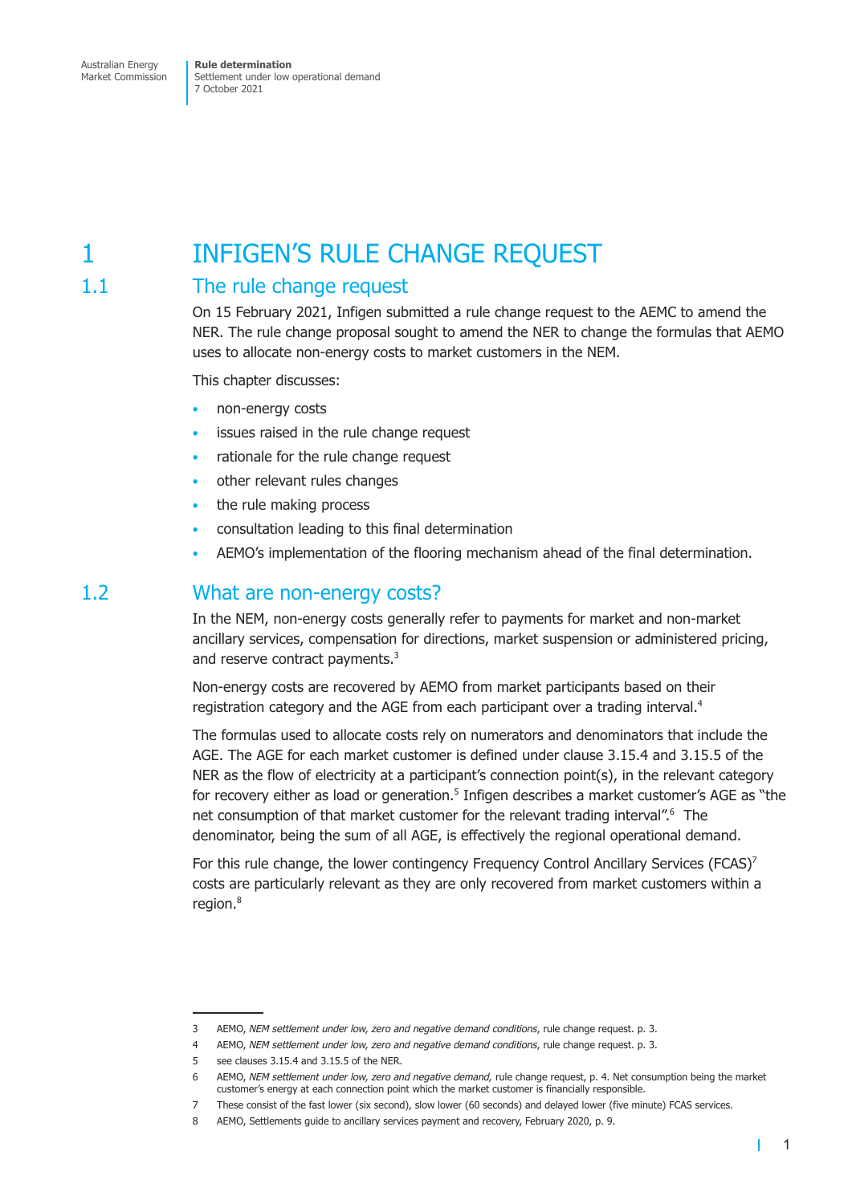# 1 INFIGEN'S RULE CHANGE REQUEST

## 1.1 The rule change request

On 15 February 2021, Infigen submitted a rule change request to the AEMC to amend the NER. The rule change proposal sought to amend the NER to change the formulas that AEMO uses to allocate non-energy costs to market customers in the NEM.

This chapter discusses:

- non-energy costs
- issues raised in the rule change request
- rationale for the rule change request
- other relevant rules changes
- the rule making process
- consultation leading to this final determination
- AEMO's implementation of the flooring mechanism ahead of the final determination.

## 1.2 What are non-energy costs?

In the NEM, non-energy costs generally refer to payments for market and non-market ancillary services, compensation for directions, market suspension or administered pricing, and reserve contract payments.[3]

Non-energy costs are recovered by AEMO from market participants based on their registration category and the AGE from each participant over a trading interval.[4]

The formulas used to allocate costs rely on numerators and denominators that include the AGE. The AGE for each market customer is defined under clause 3.15.4 and 3.15.5 of the NER as the flow of electricity at a participant's connection point(s), in the relevant category for recovery either as load or generation.[5] Infigen describes a market customer's AGE as "the net consumption of that market customer for the relevant trading interval".[6] The denominator, being the sum of all AGE, is effectively the regional operational demand.

For this rule change, the lower contingency Frequency Control Ancillary Services (FCAS)[7] costs are particularly relevant as they are only recovered from market customers within a region.[8]

---

3 AEMO, *NEM settlement under low, zero and negative demand conditions*, rule change request. p. 3.

4 AEMO, *NEM settlement under low, zero and negative demand conditions*, rule change request. p. 3.

5 see clauses 3.15.4 and 3.15.5 of the NER.

6 AEMO, *NEM settlement under low, zero and negative demand,* rule change request, p. 4. Net consumption being the market customer's energy at each connection point which the market customer is financially responsible.

7 These consist of the fast lower (six second), slow lower (60 seconds) and delayed lower (five minute) FCAS services.

8 AEMO, Settlements guide to ancillary services payment and recovery, February 2020, p. 9.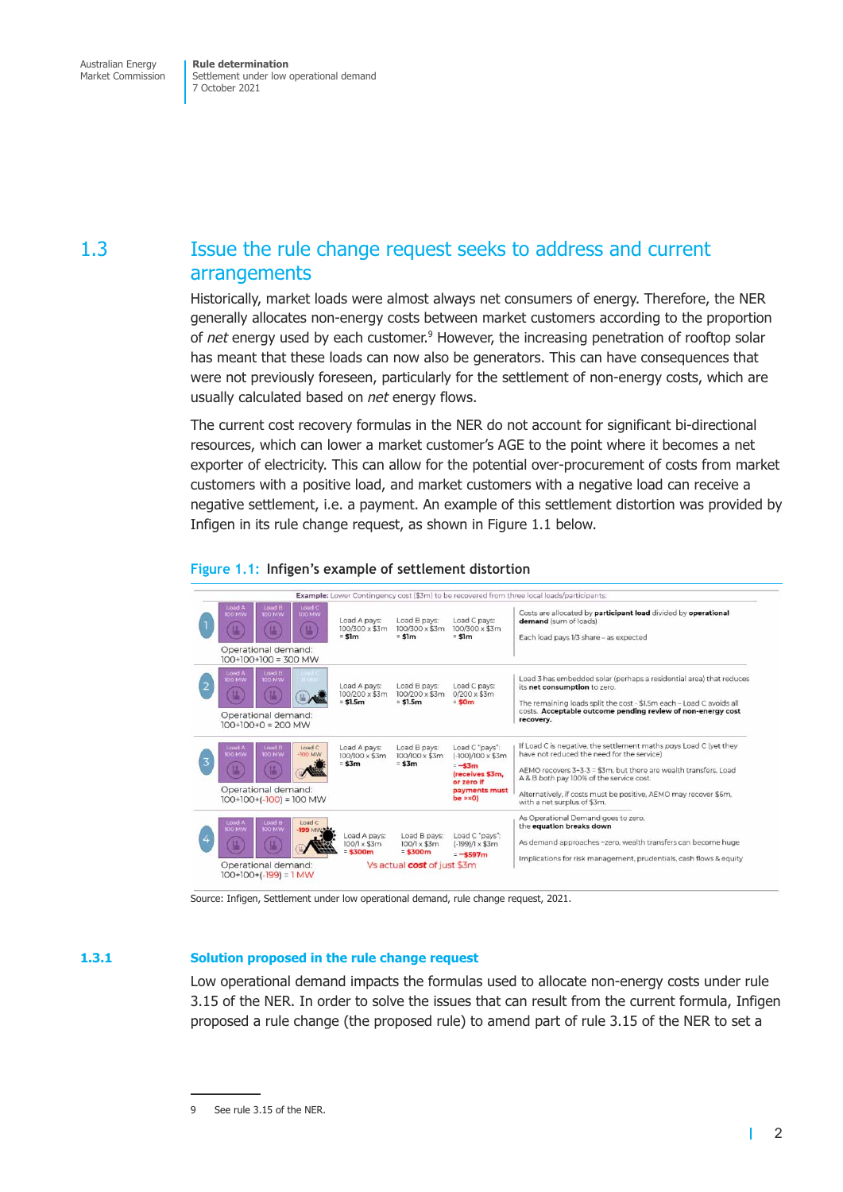## 1.3 Issue the rule change request seeks to address and current arrangements

Historically, market loads were almost always net consumers of energy. Therefore, the NER generally allocates non-energy costs between market customers according to the proportion of *net* energy used by each customer.[9] However, the increasing penetration of rooftop solar has meant that these loads can now also be generators. This can have consequences that were not previously foreseen, particularly for the settlement of non-energy costs, which are usually calculated based on *net* energy flows.

The current cost recovery formulas in the NER do not account for significant bi-directional resources, which can lower a market customer's AGE to the point where it becomes a net exporter of electricity. This can allow for the potential over-procurement of costs from market customers with a positive load, and market customers with a negative load can receive a negative settlement, i.e. a payment. An example of this settlement distortion was provided by Infigen in its rule change request, as shown in Figure 1.1 below.

**Figure 1.1: Infigen's example of settlement distortion**

**Example:** Lower Contingency cost ($3m) to be recovered from three local loads/participants:

| | Loads | Load A pays | Load B pays | Load C pays | Comments |
|---|---|---|---|---|---|
| 1 | Load A 100 MW, Load B 100 MW, Load C 100 MW. Operational demand: 100+100+100 = 300 MW | 100/300 x $3m = **$1m** | 100/300 x $3m = **$1m** | 100/300 x $3m = **$1m** | Costs are allocated by **participant load** divided by **operational demand** (sum of loads). Each load pays 1/3 share – as expected |
| 2 | Load A 100 MW, Load B 100 MW, Load C 0 MW. Operational demand: 100+100+0 = 200 MW | 100/200 x $3m = **$1.5m** | 100/200 x $3m = **$1.5m** | 0/200 x $3m = **$0m** | Load 3 has embedded solar (perhaps a residential area) that reduces its **net consumption** to zero. The remaining loads split the cost - $1.5m each – Load C avoids all costs. **Acceptable outcome pending review of non-energy cost recovery.** |
| 3 | Load A 100 MW, Load B 100 MW, Load C -100 MW. Operational demand: 100+100+(-100) = 100 MW | 100/100 x $3m = **$3m** | 100/100 x $3m = **$3m** | Load C "pays": (-100)/100 x $3m = **-$3m (receives $3m, or zero if payments must be >=0)** | If Load C is negative, the settlement maths pays Load C (yet they have not reduced the need for the service). AEMO recovers 3+3-3 = $3m, but there are wealth transfers. Load A & B both pay 100% of the service cost. Alternatively, if costs must be positive, AEMO may recover $6m, with a net surplus of $3m. |
| 4 | Load A 100 MW, Load B 100 MW, Load C -199 MW. Operational demand: 100+100+(-199) = 1 MW | 100/1 x $3m = **$300m** | 100/1 x $3m = **$300m** | Load C "pays": (-199)/1 x $3m = **~-$597m** | As Operational Demand goes to zero, the **equation breaks down**. As demand approaches ~zero, wealth transfers can become huge. Implications for risk management, prudentials, cash flows & equity |

Vs actual **cost** of just $3m

Source: Infigen, Settlement under low operational demand, rule change request, 2021.

### 1.3.1 Solution proposed in the rule change request

Low operational demand impacts the formulas used to allocate non-energy costs under rule 3.15 of the NER. In order to solve the issues that can result from the current formula, Infigen proposed a rule change (the proposed rule) to amend part of rule 3.15 of the NER to set a

9 See rule 3.15 of the NER.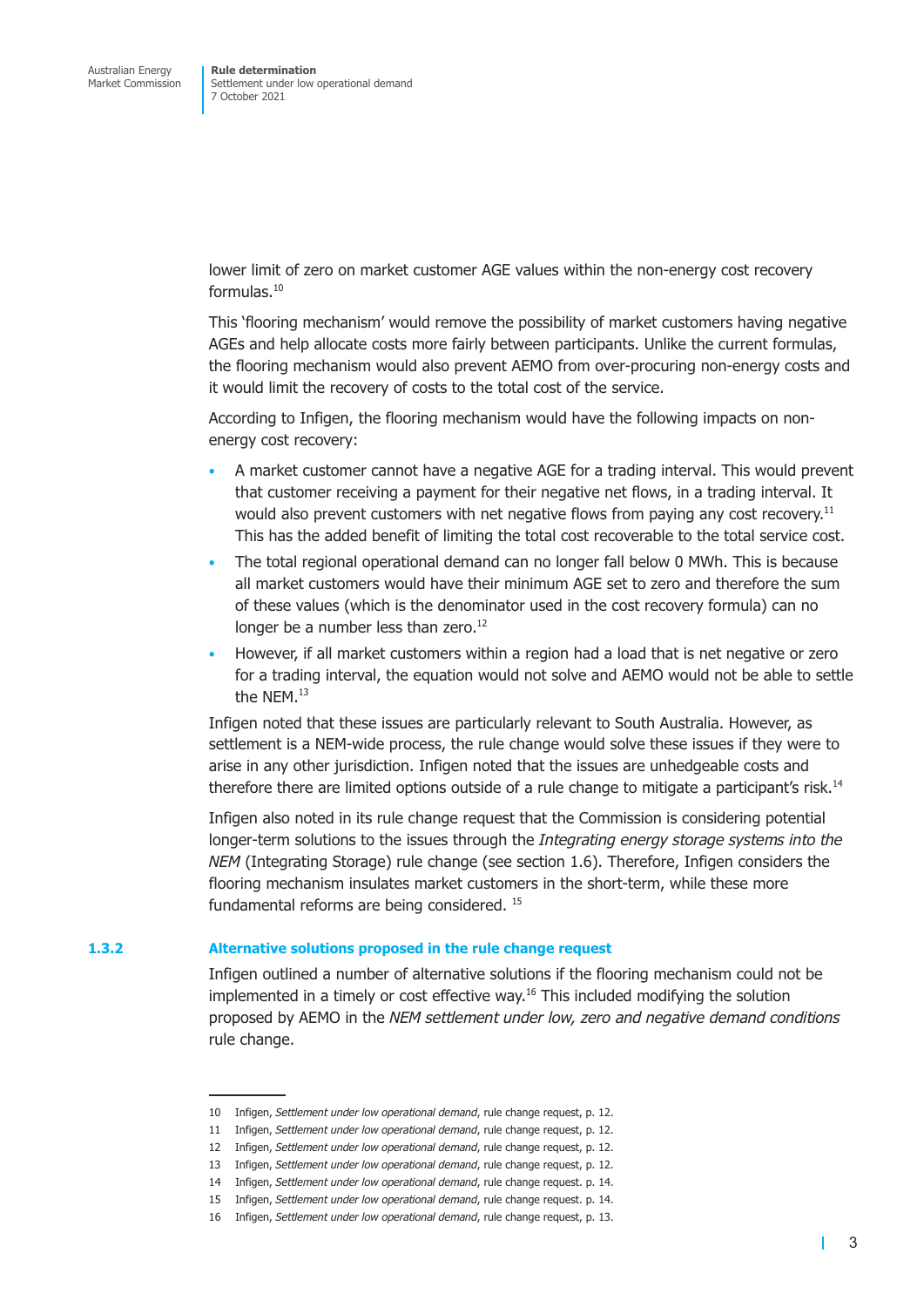lower limit of zero on market customer AGE values within the non-energy cost recovery formulas.[10]

This 'flooring mechanism' would remove the possibility of market customers having negative AGEs and help allocate costs more fairly between participants. Unlike the current formulas, the flooring mechanism would also prevent AEMO from over-procuring non-energy costs and it would limit the recovery of costs to the total cost of the service.

According to Infigen, the flooring mechanism would have the following impacts on non-energy cost recovery:

- A market customer cannot have a negative AGE for a trading interval. This would prevent that customer receiving a payment for their negative net flows, in a trading interval. It would also prevent customers with net negative flows from paying any cost recovery.[11] This has the added benefit of limiting the total cost recoverable to the total service cost.
- The total regional operational demand can no longer fall below 0 MWh. This is because all market customers would have their minimum AGE set to zero and therefore the sum of these values (which is the denominator used in the cost recovery formula) can no longer be a number less than zero.[12]
- However, if all market customers within a region had a load that is net negative or zero for a trading interval, the equation would not solve and AEMO would not be able to settle the NEM.[13]

Infigen noted that these issues are particularly relevant to South Australia. However, as settlement is a NEM-wide process, the rule change would solve these issues if they were to arise in any other jurisdiction. Infigen noted that the issues are unhedgeable costs and therefore there are limited options outside of a rule change to mitigate a participant's risk.[14]

Infigen also noted in its rule change request that the Commission is considering potential longer-term solutions to the issues through the *Integrating energy storage systems into the NEM* (Integrating Storage) rule change (see section 1.6). Therefore, Infigen considers the flooring mechanism insulates market customers in the short-term, while these more fundamental reforms are being considered.[15]

### 1.3.2 Alternative solutions proposed in the rule change request

Infigen outlined a number of alternative solutions if the flooring mechanism could not be implemented in a timely or cost effective way.[16] This included modifying the solution proposed by AEMO in the *NEM settlement under low, zero and negative demand conditions* rule change.

10 Infigen, *Settlement under low operational demand*, rule change request, p. 12.

11 Infigen, *Settlement under low operational demand*, rule change request, p. 12.

12 Infigen, *Settlement under low operational demand*, rule change request, p. 12.

13 Infigen, *Settlement under low operational demand*, rule change request, p. 12.

14 Infigen, *Settlement under low operational demand*, rule change request. p. 14.

15 Infigen, *Settlement under low operational demand*, rule change request. p. 14.

16 Infigen, *Settlement under low operational demand*, rule change request, p. 13.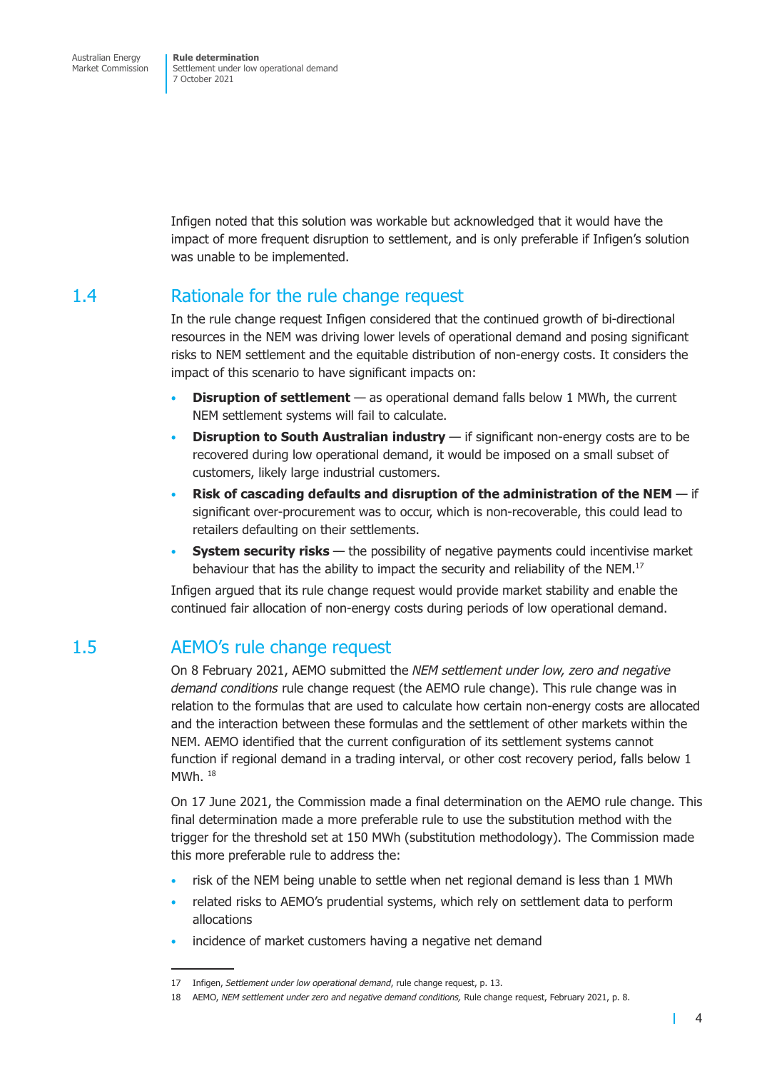Infigen noted that this solution was workable but acknowledged that it would have the impact of more frequent disruption to settlement, and is only preferable if Infigen's solution was unable to be implemented.

## 1.4 Rationale for the rule change request

In the rule change request Infigen considered that the continued growth of bi-directional resources in the NEM was driving lower levels of operational demand and posing significant risks to NEM settlement and the equitable distribution of non-energy costs. It considers the impact of this scenario to have significant impacts on:

- **Disruption of settlement** — as operational demand falls below 1 MWh, the current NEM settlement systems will fail to calculate.
- **Disruption to South Australian industry** — if significant non-energy costs are to be recovered during low operational demand, it would be imposed on a small subset of customers, likely large industrial customers.
- **Risk of cascading defaults and disruption of the administration of the NEM** — if significant over-procurement was to occur, which is non-recoverable, this could lead to retailers defaulting on their settlements.
- **System security risks** — the possibility of negative payments could incentivise market behaviour that has the ability to impact the security and reliability of the NEM.[17]

Infigen argued that its rule change request would provide market stability and enable the continued fair allocation of non-energy costs during periods of low operational demand.

## 1.5 AEMO's rule change request

On 8 February 2021, AEMO submitted the *NEM settlement under low, zero and negative demand conditions* rule change request (the AEMO rule change). This rule change was in relation to the formulas that are used to calculate how certain non-energy costs are allocated and the interaction between these formulas and the settlement of other markets within the NEM. AEMO identified that the current configuration of its settlement systems cannot function if regional demand in a trading interval, or other cost recovery period, falls below 1 MWh.[18]

On 17 June 2021, the Commission made a final determination on the AEMO rule change. This final determination made a more preferable rule to use the substitution method with the trigger for the threshold set at 150 MWh (substitution methodology). The Commission made this more preferable rule to address the:

- risk of the NEM being unable to settle when net regional demand is less than 1 MWh
- related risks to AEMO's prudential systems, which rely on settlement data to perform allocations
- incidence of market customers having a negative net demand

17 Infigen, *Settlement under low operational demand*, rule change request, p. 13.

18 AEMO, *NEM settlement under zero and negative demand conditions,* Rule change request, February 2021, p. 8.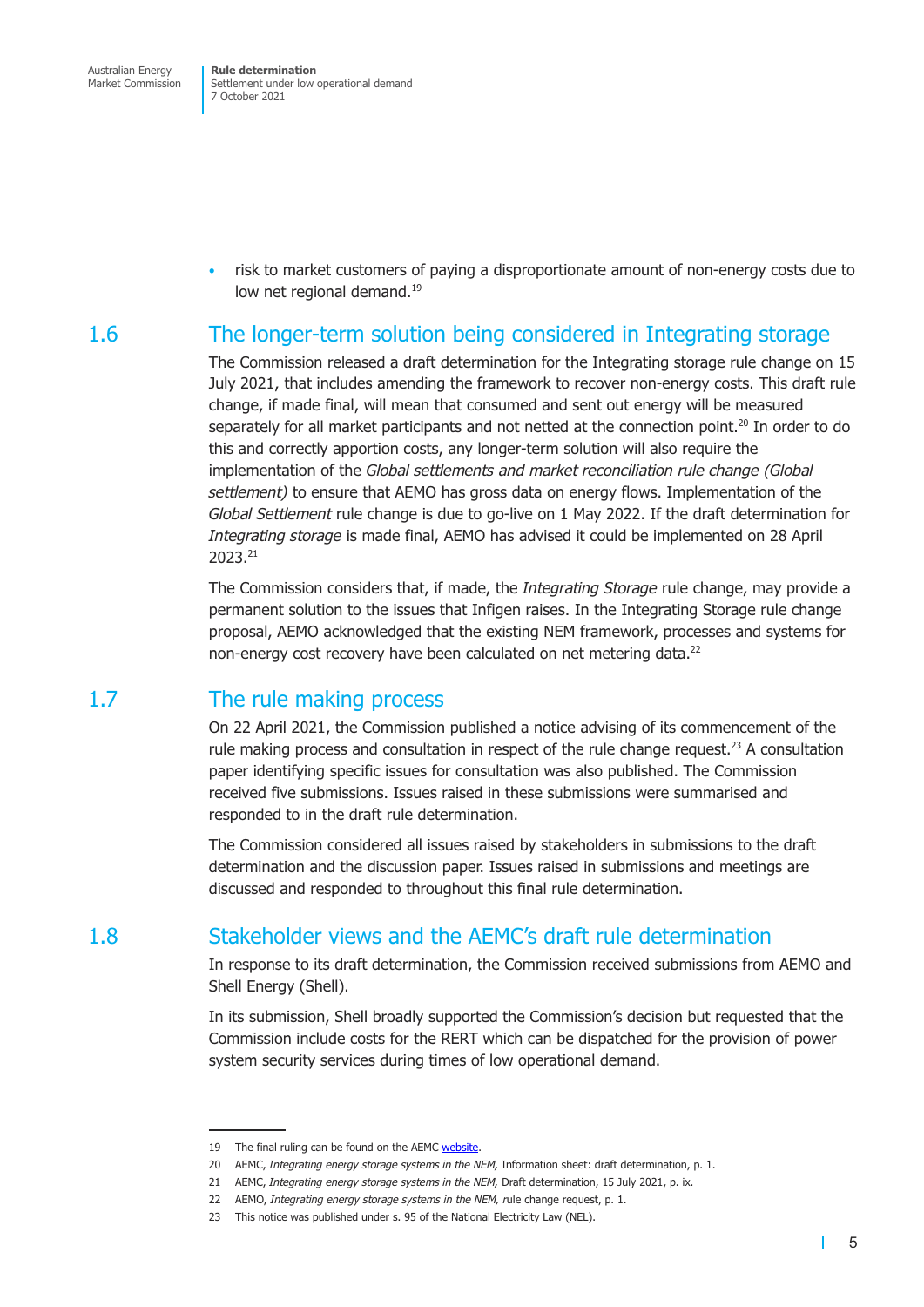- risk to market customers of paying a disproportionate amount of non-energy costs due to low net regional demand.[19]

## 1.6 The longer-term solution being considered in Integrating storage

The Commission released a draft determination for the Integrating storage rule change on 15 July 2021, that includes amending the framework to recover non-energy costs. This draft rule change, if made final, will mean that consumed and sent out energy will be measured separately for all market participants and not netted at the connection point.[20] In order to do this and correctly apportion costs, any longer-term solution will also require the implementation of the *Global settlements and market reconciliation rule change (Global settlement)* to ensure that AEMO has gross data on energy flows. Implementation of the *Global Settlement* rule change is due to go-live on 1 May 2022. If the draft determination for *Integrating storage* is made final, AEMO has advised it could be implemented on 28 April 2023.[21]

The Commission considers that, if made, the *Integrating Storage* rule change, may provide a permanent solution to the issues that Infigen raises. In the Integrating Storage rule change proposal, AEMO acknowledged that the existing NEM framework, processes and systems for non-energy cost recovery have been calculated on net metering data.[22]

## 1.7 The rule making process

On 22 April 2021, the Commission published a notice advising of its commencement of the rule making process and consultation in respect of the rule change request.[23] A consultation paper identifying specific issues for consultation was also published. The Commission received five submissions. Issues raised in these submissions were summarised and responded to in the draft rule determination.

The Commission considered all issues raised by stakeholders in submissions to the draft determination and the discussion paper. Issues raised in submissions and meetings are discussed and responded to throughout this final rule determination.

## 1.8 Stakeholder views and the AEMC's draft rule determination

In response to its draft determination, the Commission received submissions from AEMO and Shell Energy (Shell).

In its submission, Shell broadly supported the Commission's decision but requested that the Commission include costs for the RERT which can be dispatched for the provision of power system security services during times of low operational demand.

---

19 The final ruling can be found on the AEMC website.

20 AEMC, *Integrating energy storage systems in the NEM,* Information sheet: draft determination, p. 1.

21 AEMC, *Integrating energy storage systems in the NEM,* Draft determination, 15 July 2021, p. ix.

22 AEMO, *Integrating energy storage systems in the NEM,* rule change request, p. 1.

23 This notice was published under s. 95 of the National Electricity Law (NEL).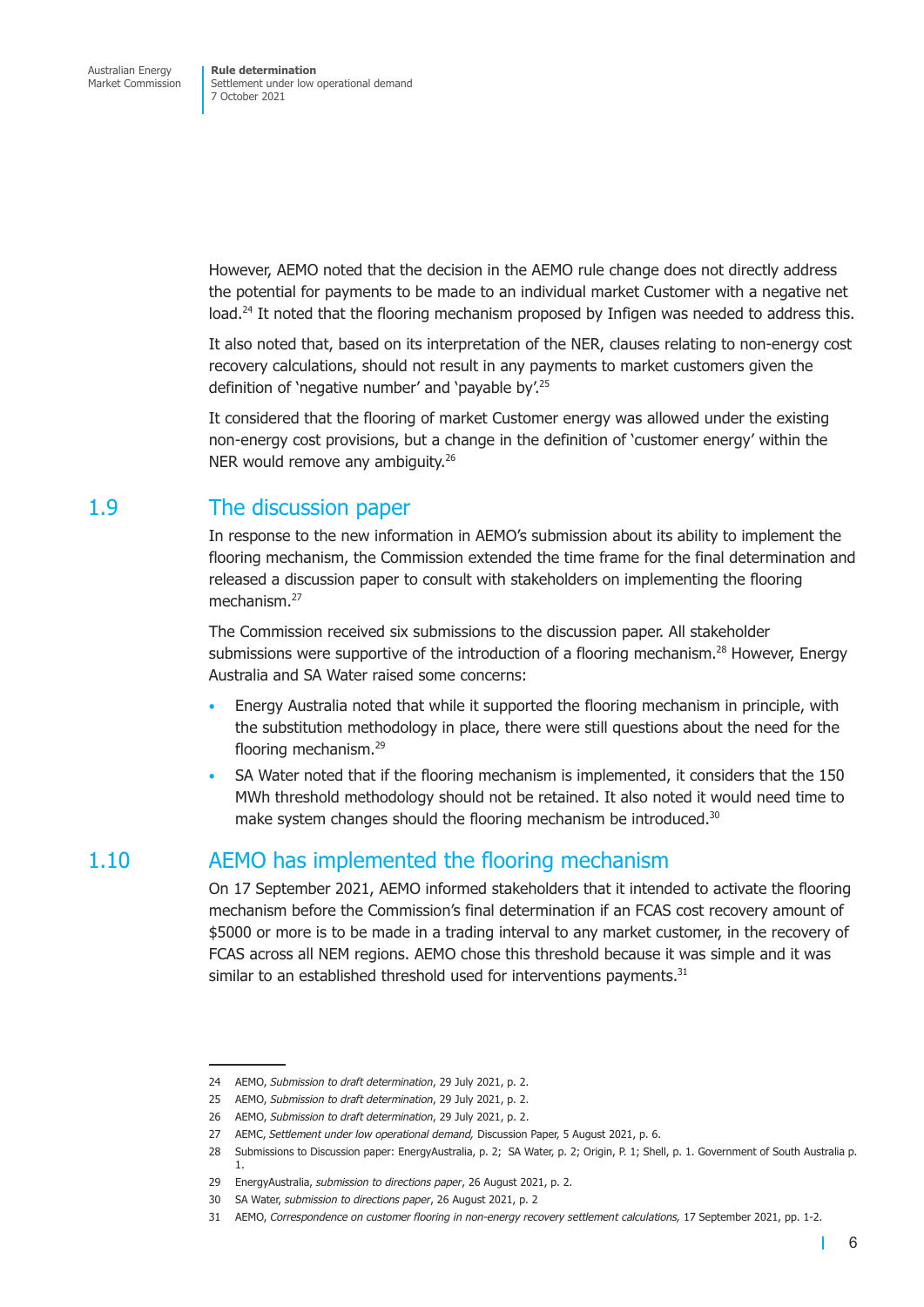However, AEMO noted that the decision in the AEMO rule change does not directly address the potential for payments to be made to an individual market Customer with a negative net load.[24] It noted that the flooring mechanism proposed by Infigen was needed to address this.

It also noted that, based on its interpretation of the NER, clauses relating to non-energy cost recovery calculations, should not result in any payments to market customers given the definition of 'negative number' and 'payable by'.[25]

It considered that the flooring of market Customer energy was allowed under the existing non-energy cost provisions, but a change in the definition of 'customer energy' within the NER would remove any ambiguity.[26]

## 1.9 The discussion paper

In response to the new information in AEMO's submission about its ability to implement the flooring mechanism, the Commission extended the time frame for the final determination and released a discussion paper to consult with stakeholders on implementing the flooring mechanism.[27]

The Commission received six submissions to the discussion paper. All stakeholder submissions were supportive of the introduction of a flooring mechanism.[28] However, Energy Australia and SA Water raised some concerns:

- Energy Australia noted that while it supported the flooring mechanism in principle, with the substitution methodology in place, there were still questions about the need for the flooring mechanism.[29]
- SA Water noted that if the flooring mechanism is implemented, it considers that the 150 MWh threshold methodology should not be retained. It also noted it would need time to make system changes should the flooring mechanism be introduced.[30]

## 1.10 AEMO has implemented the flooring mechanism

On 17 September 2021, AEMO informed stakeholders that it intended to activate the flooring mechanism before the Commission's final determination if an FCAS cost recovery amount of $5000 or more is to be made in a trading interval to any market customer, in the recovery of FCAS across all NEM regions. AEMO chose this threshold because it was simple and it was similar to an established threshold used for interventions payments.[31]

---

24 AEMO, *Submission to draft determination*, 29 July 2021, p. 2.

25 AEMO, *Submission to draft determination*, 29 July 2021, p. 2.

26 AEMO, *Submission to draft determination*, 29 July 2021, p. 2.

27 AEMC, *Settlement under low operational demand,* Discussion Paper, 5 August 2021, p. 6.

28 Submissions to Discussion paper: EnergyAustralia, p. 2; SA Water, p. 2; Origin, P. 1; Shell, p. 1. Government of South Australia p. 1.

29 EnergyAustralia, *submission to directions paper*, 26 August 2021, p. 2.

30 SA Water, *submission to directions paper*, 26 August 2021, p. 2

31 AEMO, *Correspondence on customer flooring in non-energy recovery settlement calculations,* 17 September 2021, pp. 1-2.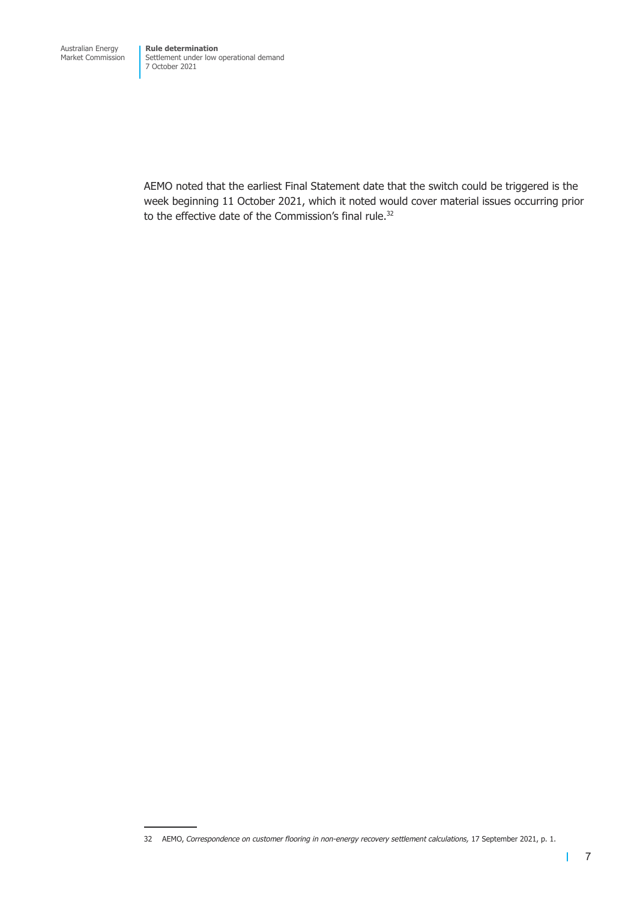AEMO noted that the earliest Final Statement date that the switch could be triggered is the week beginning 11 October 2021, which it noted would cover material issues occurring prior to the effective date of the Commission's final rule.[32]

32 AEMO, *Correspondence on customer flooring in non-energy recovery settlement calculations,* 17 September 2021, p. 1.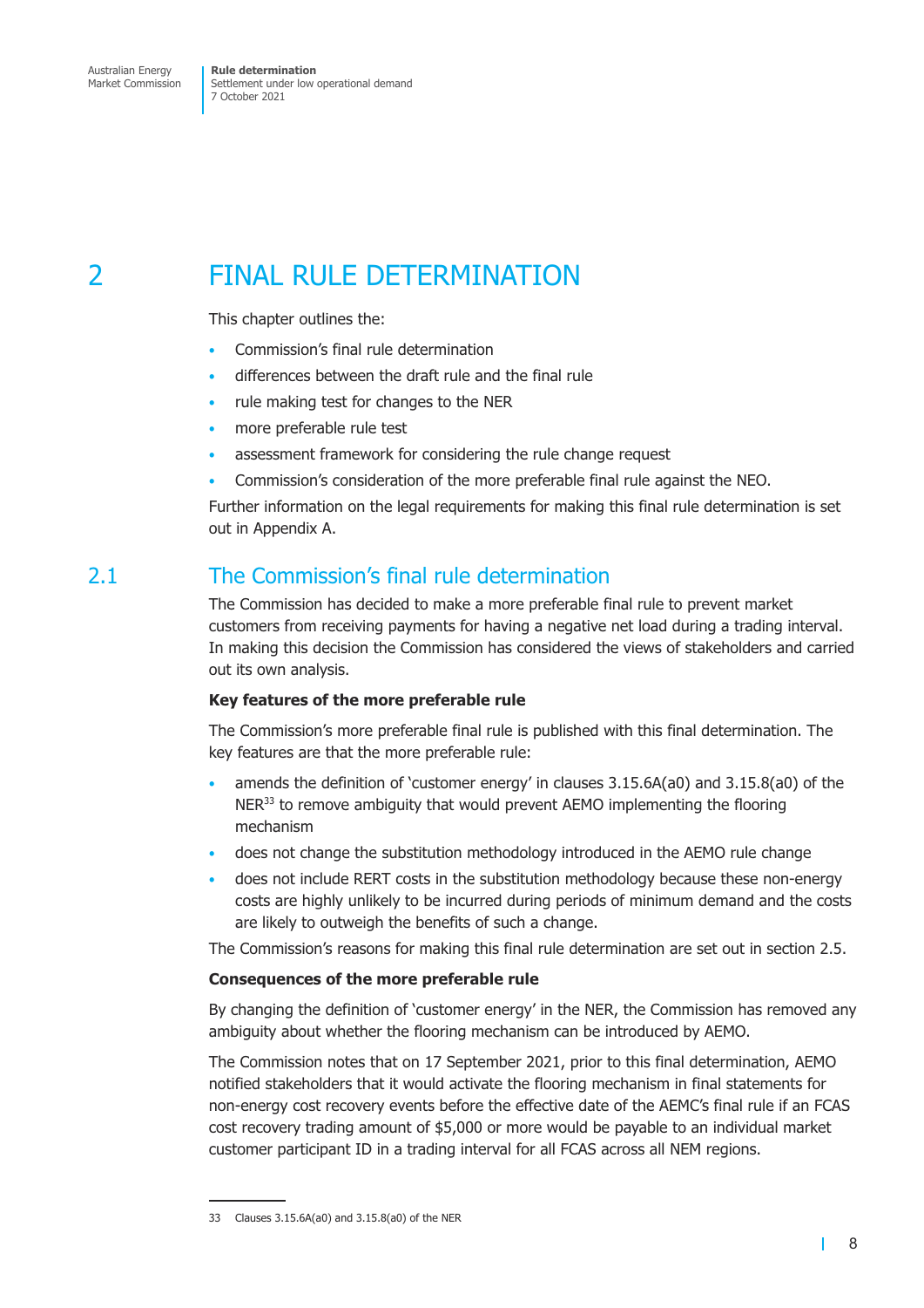# 2 FINAL RULE DETERMINATION

This chapter outlines the:

- Commission's final rule determination
- differences between the draft rule and the final rule
- rule making test for changes to the NER
- more preferable rule test
- assessment framework for considering the rule change request
- Commission's consideration of the more preferable final rule against the NEO.

Further information on the legal requirements for making this final rule determination is set out in Appendix A.

## 2.1 The Commission's final rule determination

The Commission has decided to make a more preferable final rule to prevent market customers from receiving payments for having a negative net load during a trading interval. In making this decision the Commission has considered the views of stakeholders and carried out its own analysis.

**Key features of the more preferable rule**

The Commission's more preferable final rule is published with this final determination. The key features are that the more preferable rule:

- amends the definition of 'customer energy' in clauses 3.15.6A(a0) and 3.15.8(a0) of the NER[33] to remove ambiguity that would prevent AEMO implementing the flooring mechanism
- does not change the substitution methodology introduced in the AEMO rule change
- does not include RERT costs in the substitution methodology because these non-energy costs are highly unlikely to be incurred during periods of minimum demand and the costs are likely to outweigh the benefits of such a change.

The Commission's reasons for making this final rule determination are set out in section 2.5.

**Consequences of the more preferable rule**

By changing the definition of 'customer energy' in the NER, the Commission has removed any ambiguity about whether the flooring mechanism can be introduced by AEMO.

The Commission notes that on 17 September 2021, prior to this final determination, AEMO notified stakeholders that it would activate the flooring mechanism in final statements for non-energy cost recovery events before the effective date of the AEMC's final rule if an FCAS cost recovery trading amount of $5,000 or more would be payable to an individual market customer participant ID in a trading interval for all FCAS across all NEM regions.

---

33 Clauses 3.15.6A(a0) and 3.15.8(a0) of the NER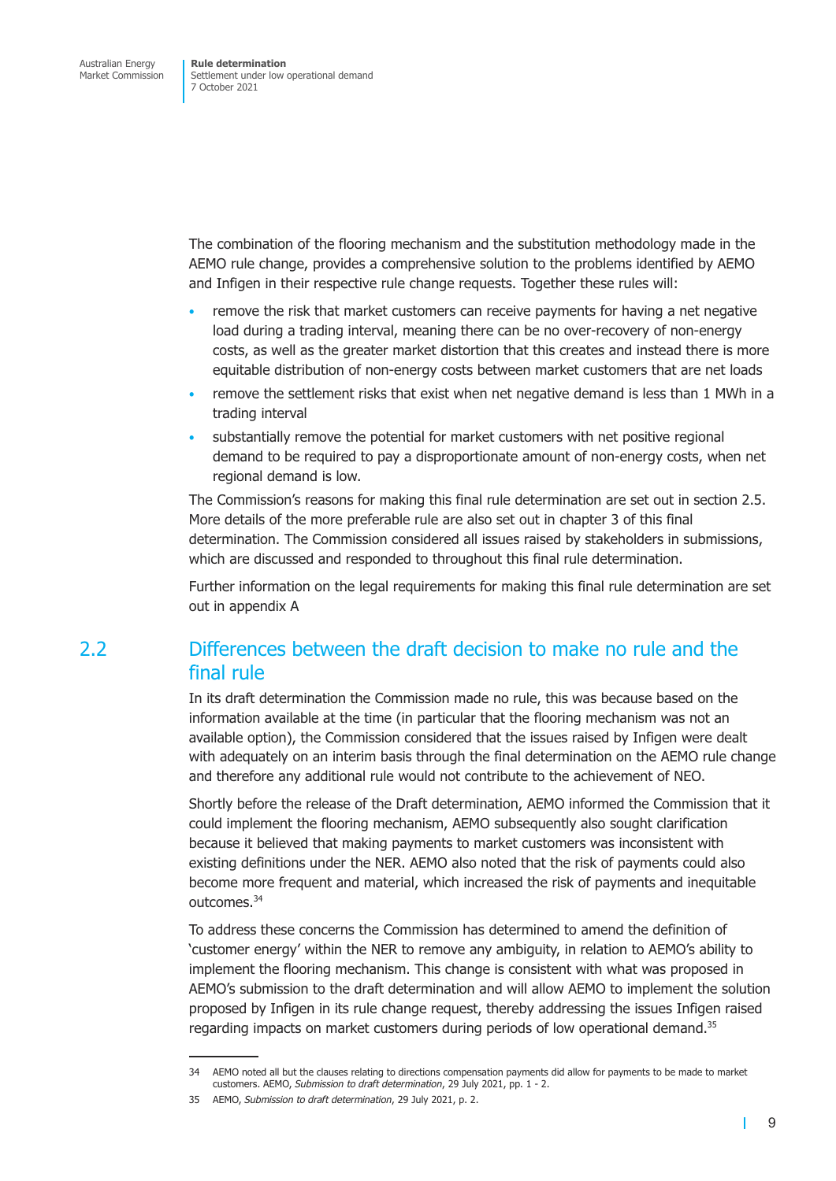The combination of the flooring mechanism and the substitution methodology made in the AEMO rule change, provides a comprehensive solution to the problems identified by AEMO and Infigen in their respective rule change requests. Together these rules will:

- remove the risk that market customers can receive payments for having a net negative load during a trading interval, meaning there can be no over-recovery of non-energy costs, as well as the greater market distortion that this creates and instead there is more equitable distribution of non-energy costs between market customers that are net loads
- remove the settlement risks that exist when net negative demand is less than 1 MWh in a trading interval
- substantially remove the potential for market customers with net positive regional demand to be required to pay a disproportionate amount of non-energy costs, when net regional demand is low.

The Commission's reasons for making this final rule determination are set out in section 2.5. More details of the more preferable rule are also set out in chapter 3 of this final determination. The Commission considered all issues raised by stakeholders in submissions, which are discussed and responded to throughout this final rule determination.

Further information on the legal requirements for making this final rule determination are set out in appendix A

## 2.2 Differences between the draft decision to make no rule and the final rule

In its draft determination the Commission made no rule, this was because based on the information available at the time (in particular that the flooring mechanism was not an available option), the Commission considered that the issues raised by Infigen were dealt with adequately on an interim basis through the final determination on the AEMO rule change and therefore any additional rule would not contribute to the achievement of NEO.

Shortly before the release of the Draft determination, AEMO informed the Commission that it could implement the flooring mechanism, AEMO subsequently also sought clarification because it believed that making payments to market customers was inconsistent with existing definitions under the NER. AEMO also noted that the risk of payments could also become more frequent and material, which increased the risk of payments and inequitable outcomes.[34]

To address these concerns the Commission has determined to amend the definition of 'customer energy' within the NER to remove any ambiguity, in relation to AEMO's ability to implement the flooring mechanism. This change is consistent with what was proposed in AEMO's submission to the draft determination and will allow AEMO to implement the solution proposed by Infigen in its rule change request, thereby addressing the issues Infigen raised regarding impacts on market customers during periods of low operational demand.[35]

---

34 AEMO noted all but the clauses relating to directions compensation payments did allow for payments to be made to market customers. AEMO, *Submission to draft determination*, 29 July 2021, pp. 1 - 2.

35 AEMO, *Submission to draft determination*, 29 July 2021, p. 2.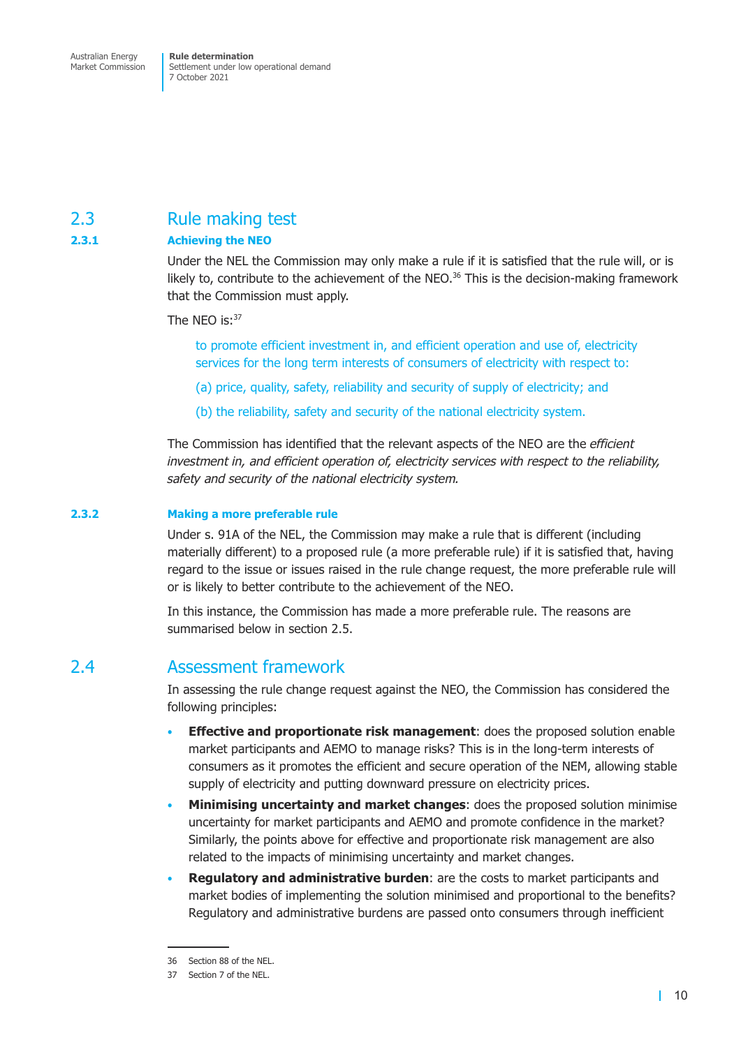## 2.3 Rule making test

### 2.3.1 Achieving the NEO

Under the NEL the Commission may only make a rule if it is satisfied that the rule will, or is likely to, contribute to the achievement of the NEO.[36] This is the decision-making framework that the Commission must apply.

The NEO is:[37]

> to promote efficient investment in, and efficient operation and use of, electricity services for the long term interests of consumers of electricity with respect to:
>
> (a) price, quality, safety, reliability and security of supply of electricity; and
>
> (b) the reliability, safety and security of the national electricity system.

The Commission has identified that the relevant aspects of the NEO are the *efficient investment in, and efficient operation of, electricity services with respect to the reliability, safety and security of the national electricity system.*

### 2.3.2 Making a more preferable rule

Under s. 91A of the NEL, the Commission may make a rule that is different (including materially different) to a proposed rule (a more preferable rule) if it is satisfied that, having regard to the issue or issues raised in the rule change request, the more preferable rule will or is likely to better contribute to the achievement of the NEO.

In this instance, the Commission has made a more preferable rule. The reasons are summarised below in section 2.5.

## 2.4 Assessment framework

In assessing the rule change request against the NEO, the Commission has considered the following principles:

- **Effective and proportionate risk management**: does the proposed solution enable market participants and AEMO to manage risks? This is in the long-term interests of consumers as it promotes the efficient and secure operation of the NEM, allowing stable supply of electricity and putting downward pressure on electricity prices.
- **Minimising uncertainty and market changes**: does the proposed solution minimise uncertainty for market participants and AEMO and promote confidence in the market? Similarly, the points above for effective and proportionate risk management are also related to the impacts of minimising uncertainty and market changes.
- **Regulatory and administrative burden**: are the costs to market participants and market bodies of implementing the solution minimised and proportional to the benefits? Regulatory and administrative burdens are passed onto consumers through inefficient

---

36 Section 88 of the NEL.

37 Section 7 of the NEL.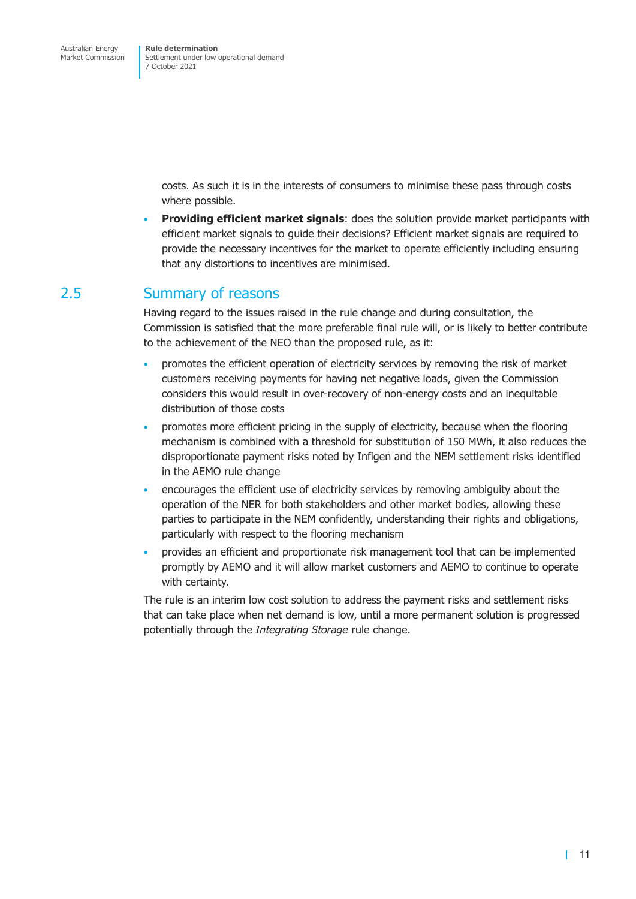costs. As such it is in the interests of consumers to minimise these pass through costs where possible.

- **Providing efficient market signals**: does the solution provide market participants with efficient market signals to guide their decisions? Efficient market signals are required to provide the necessary incentives for the market to operate efficiently including ensuring that any distortions to incentives are minimised.

## 2.5 Summary of reasons

Having regard to the issues raised in the rule change and during consultation, the Commission is satisfied that the more preferable final rule will, or is likely to better contribute to the achievement of the NEO than the proposed rule, as it:

- promotes the efficient operation of electricity services by removing the risk of market customers receiving payments for having net negative loads, given the Commission considers this would result in over-recovery of non-energy costs and an inequitable distribution of those costs
- promotes more efficient pricing in the supply of electricity, because when the flooring mechanism is combined with a threshold for substitution of 150 MWh, it also reduces the disproportionate payment risks noted by Infigen and the NEM settlement risks identified in the AEMO rule change
- encourages the efficient use of electricity services by removing ambiguity about the operation of the NER for both stakeholders and other market bodies, allowing these parties to participate in the NEM confidently, understanding their rights and obligations, particularly with respect to the flooring mechanism
- provides an efficient and proportionate risk management tool that can be implemented promptly by AEMO and it will allow market customers and AEMO to continue to operate with certainty.

The rule is an interim low cost solution to address the payment risks and settlement risks that can take place when net demand is low, until a more permanent solution is progressed potentially through the *Integrating Storage* rule change.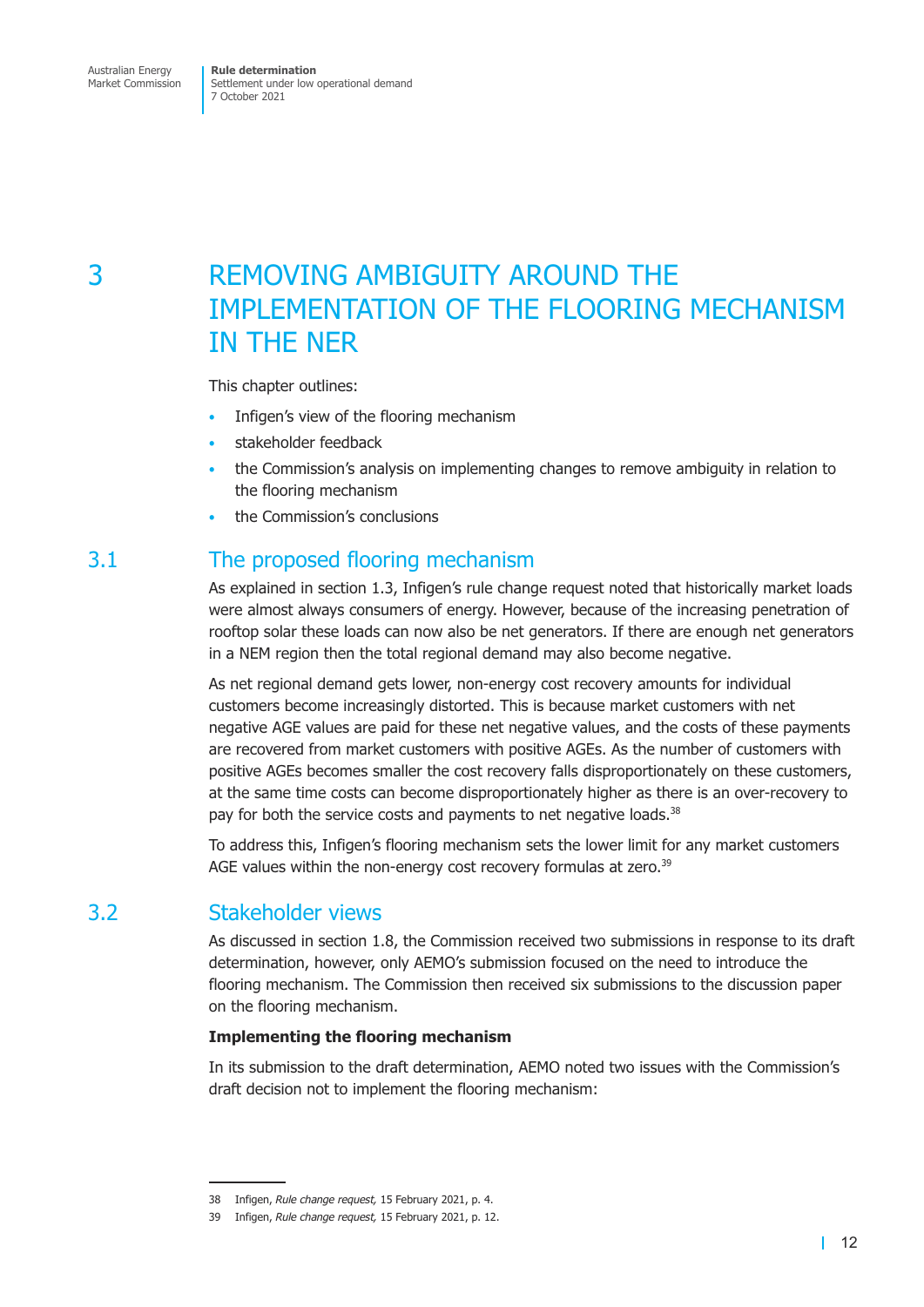# 3 REMOVING AMBIGUITY AROUND THE IMPLEMENTATION OF THE FLOORING MECHANISM IN THE NER

This chapter outlines:

- Infigen's view of the flooring mechanism
- stakeholder feedback
- the Commission's analysis on implementing changes to remove ambiguity in relation to the flooring mechanism
- the Commission's conclusions

## 3.1 The proposed flooring mechanism

As explained in section 1.3, Infigen's rule change request noted that historically market loads were almost always consumers of energy. However, because of the increasing penetration of rooftop solar these loads can now also be net generators. If there are enough net generators in a NEM region then the total regional demand may also become negative.

As net regional demand gets lower, non-energy cost recovery amounts for individual customers become increasingly distorted. This is because market customers with net negative AGE values are paid for these net negative values, and the costs of these payments are recovered from market customers with positive AGEs. As the number of customers with positive AGEs becomes smaller the cost recovery falls disproportionately on these customers, at the same time costs can become disproportionately higher as there is an over-recovery to pay for both the service costs and payments to net negative loads.[38]

To address this, Infigen's flooring mechanism sets the lower limit for any market customers AGE values within the non-energy cost recovery formulas at zero.[39]

## 3.2 Stakeholder views

As discussed in section 1.8, the Commission received two submissions in response to its draft determination, however, only AEMO's submission focused on the need to introduce the flooring mechanism. The Commission then received six submissions to the discussion paper on the flooring mechanism.

**Implementing the flooring mechanism**

In its submission to the draft determination, AEMO noted two issues with the Commission's draft decision not to implement the flooring mechanism:

---

38 Infigen, *Rule change request,* 15 February 2021, p. 4.

39 Infigen, *Rule change request,* 15 February 2021, p. 12.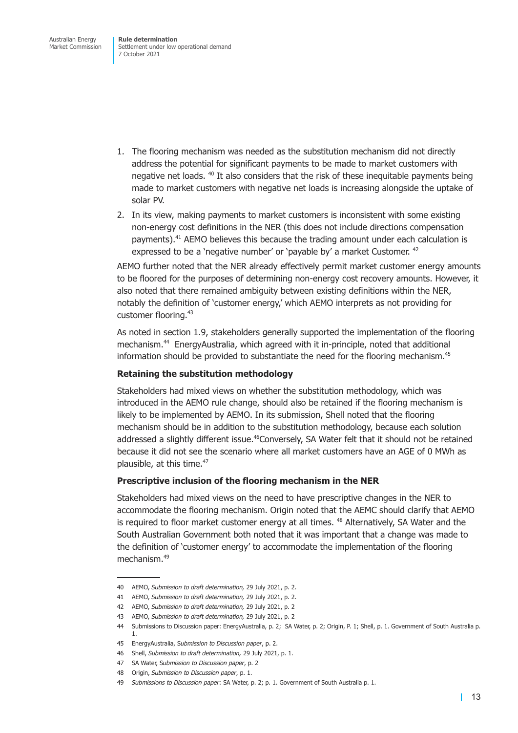1. The flooring mechanism was needed as the substitution mechanism did not directly address the potential for significant payments to be made to market customers with negative net loads. [40] It also considers that the risk of these inequitable payments being made to market customers with negative net loads is increasing alongside the uptake of solar PV.
2. In its view, making payments to market customers is inconsistent with some existing non-energy cost definitions in the NER (this does not include directions compensation payments).[41] AEMO believes this because the trading amount under each calculation is expressed to be a 'negative number' or 'payable by' a market Customer. [42]

AEMO further noted that the NER already effectively permit market customer energy amounts to be floored for the purposes of determining non-energy cost recovery amounts. However, it also noted that there remained ambiguity between existing definitions within the NER, notably the definition of 'customer energy,' which AEMO interprets as not providing for customer flooring.[43]

As noted in section 1.9, stakeholders generally supported the implementation of the flooring mechanism.[44] EnergyAustralia, which agreed with it in-principle, noted that additional information should be provided to substantiate the need for the flooring mechanism.[45]

**Retaining the substitution methodology**

Stakeholders had mixed views on whether the substitution methodology, which was introduced in the AEMO rule change, should also be retained if the flooring mechanism is likely to be implemented by AEMO. In its submission, Shell noted that the flooring mechanism should be in addition to the substitution methodology, because each solution addressed a slightly different issue.[46]Conversely, SA Water felt that it should not be retained because it did not see the scenario where all market customers have an AGE of 0 MWh as plausible, at this time.[47]

**Prescriptive inclusion of the flooring mechanism in the NER**

Stakeholders had mixed views on the need to have prescriptive changes in the NER to accommodate the flooring mechanism. Origin noted that the AEMC should clarify that AEMO is required to floor market customer energy at all times. [48] Alternatively, SA Water and the South Australian Government both noted that it was important that a change was made to the definition of 'customer energy' to accommodate the implementation of the flooring mechanism.[49]

---

40 AEMO, *Submission to draft determination,* 29 July 2021, p. 2.

41 AEMO, *Submission to draft determination,* 29 July 2021, p. 2.

42 AEMO, *Submission to draft determination,* 29 July 2021, p. 2

43 AEMO, *Submission to draft determination,* 29 July 2021, p. 2

44 Submissions to Discussion paper: EnergyAustralia, p. 2; SA Water, p. 2; Origin, P. 1; Shell, p. 1. Government of South Australia p. 1.

45 EnergyAustralia, *Submission to Discussion paper*, p. 2.

46 Shell, *Submission to draft determination,* 29 July 2021, p. 1.

47 SA Water, *Submission to Discussion paper*, p. 2

48 Origin, *Submission to Discussion paper*, p. 1.

49 *Submissions to Discussion paper*: SA Water, p. 2; p. 1. Government of South Australia p. 1.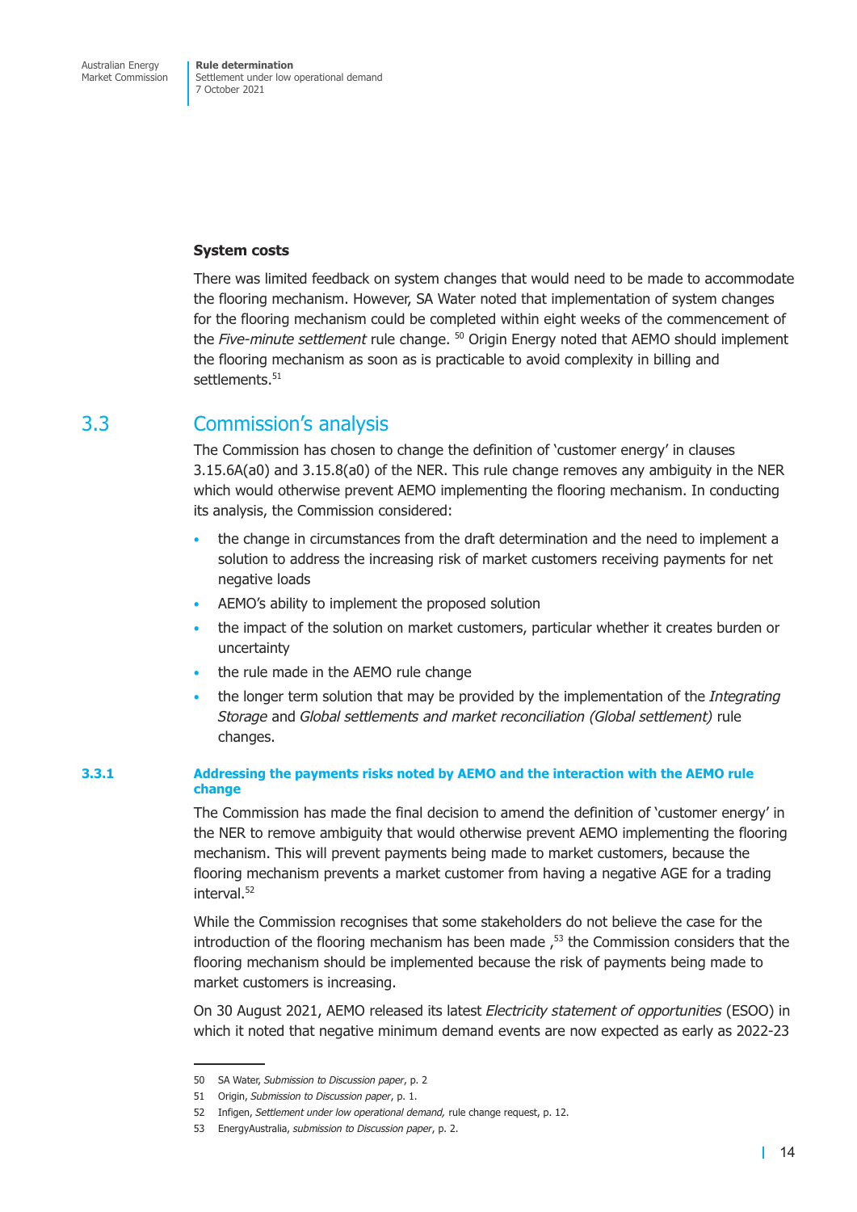**System costs**

There was limited feedback on system changes that would need to be made to accommodate the flooring mechanism. However, SA Water noted that implementation of system changes for the flooring mechanism could be completed within eight weeks of the commencement of the *Five-minute settlement* rule change. [50] Origin Energy noted that AEMO should implement the flooring mechanism as soon as is practicable to avoid complexity in billing and settlements.[51]

## 3.3 Commission's analysis

The Commission has chosen to change the definition of 'customer energy' in clauses 3.15.6A(a0) and 3.15.8(a0) of the NER. This rule change removes any ambiguity in the NER which would otherwise prevent AEMO implementing the flooring mechanism. In conducting its analysis, the Commission considered:

- the change in circumstances from the draft determination and the need to implement a solution to address the increasing risk of market customers receiving payments for net negative loads
- AEMO's ability to implement the proposed solution
- the impact of the solution on market customers, particular whether it creates burden or uncertainty
- the rule made in the AEMO rule change
- the longer term solution that may be provided by the implementation of the *Integrating Storage* and *Global settlements and market reconciliation (Global settlement)* rule changes.

### 3.3.1 Addressing the payments risks noted by AEMO and the interaction with the AEMO rule change

The Commission has made the final decision to amend the definition of 'customer energy' in the NER to remove ambiguity that would otherwise prevent AEMO implementing the flooring mechanism. This will prevent payments being made to market customers, because the flooring mechanism prevents a market customer from having a negative AGE for a trading interval.[52]

While the Commission recognises that some stakeholders do not believe the case for the introduction of the flooring mechanism has been made ,[53] the Commission considers that the flooring mechanism should be implemented because the risk of payments being made to market customers is increasing.

On 30 August 2021, AEMO released its latest *Electricity statement of opportunities* (ESOO) in which it noted that negative minimum demand events are now expected as early as 2022-23

---

50 SA Water, *Submission to Discussion paper*, p. 2

51 Origin, *Submission to Discussion paper*, p. 1.

52 Infigen, *Settlement under low operational demand,* rule change request, p. 12.

53 EnergyAustralia, *submission to Discussion paper*, p. 2.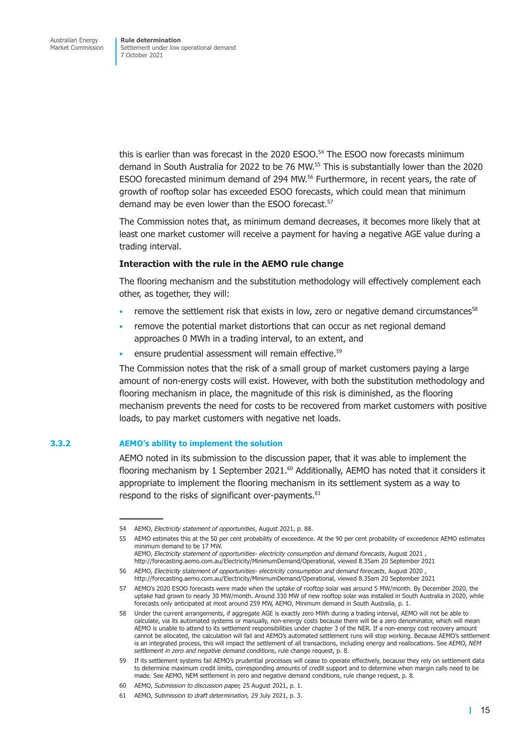this is earlier than was forecast in the 2020 ESOO.[54] The ESOO now forecasts minimum demand in South Australia for 2022 to be 76 MW.[55] This is substantially lower than the 2020 ESOO forecasted minimum demand of 294 MW.[56] Furthermore, in recent years, the rate of growth of rooftop solar has exceeded ESOO forecasts, which could mean that minimum demand may be even lower than the ESOO forecast.[57]

The Commission notes that, as minimum demand decreases, it becomes more likely that at least one market customer will receive a payment for having a negative AGE value during a trading interval.

**Interaction with the rule in the AEMO rule change**

The flooring mechanism and the substitution methodology will effectively complement each other, as together, they will:

- remove the settlement risk that exists in low, zero or negative demand circumstances[58]
- remove the potential market distortions that can occur as net regional demand approaches 0 MWh in a trading interval, to an extent, and
- ensure prudential assessment will remain effective.[59]

The Commission notes that the risk of a small group of market customers paying a large amount of non-energy costs will exist. However, with both the substitution methodology and flooring mechanism in place, the magnitude of this risk is diminished, as the flooring mechanism prevents the need for costs to be recovered from market customers with positive loads, to pay market customers with negative net loads.

### 3.3.2 AEMO's ability to implement the solution

AEMO noted in its submission to the discussion paper, that it was able to implement the flooring mechanism by 1 September 2021.[60] Additionally, AEMO has noted that it considers it appropriate to implement the flooring mechanism in its settlement system as a way to respond to the risks of significant over-payments.[61]

---

54 AEMO, *Electricity statement of opportunities*, August 2021, p. 88.

55 AEMO estimates this at the 50 per cent probability of exceedence. At the 90 per cent probability of exceedence AEMO estimates minimum demand to be 17 MW.
AEMO, *Electricity statement of opportunities- electricity consumption and demand forecasts*, August 2021 , http://forecasting.aemo.com.au/Electricity/MinimumDemand/Operational, viewed 8.35am 20 September 2021

56 AEMO, *Electricity statement of opportunities- electricity consumption and demand forecasts*, August 2020 , http://forecasting.aemo.com.au/Electricity/MinimumDemand/Operational, viewed 8.35am 20 September 2021

57 AEMO's 2020 ESOO forecasts were made when the uptake of rooftop solar was around 5 MW/month. By December 2020, the uptake had grown to nearly 30 MW/month. Around 330 MW of new rooftop solar was installed in South Australia in 2020, while forecasts only anticipated at most around 259 MW, AEMO, Minimum demand in South Australia, p. 1.

58 Under the current arrangements, if aggregate AGE is exactly zero MWh during a trading interval, AEMO will not be able to calculate, via its automated systems or manually, non-energy costs because there will be a zero denominator, which will mean AEMO is unable to attend to its settlement responsibilities under chapter 3 of the NER. If a non-energy cost recovery amount cannot be allocated, the calculation will fail and AEMO's automated settlement runs will stop working. Because AEMO's settlement is an integrated process, this will impact the settlement of all transactions, including energy and reallocations. See AEMO, *NEM settlement in zero and negative demand conditions*, rule change request, p. 8.

59 If its settlement systems fail AEMO's prudential processes will cease to operate effectively, because they rely on settlement data to determine maximum credit limits, corresponding amounts of credit support and to determine when margin calls need to be made. See AEMO, NEM settlement in zero and negative demand conditions, rule change request, p. 8.

60 AEMO, *Submission to discussion paper,* 25 August 2021, p. 1.

61 AEMO, *Submission to draft determination,* 29 July 2021, p. 3.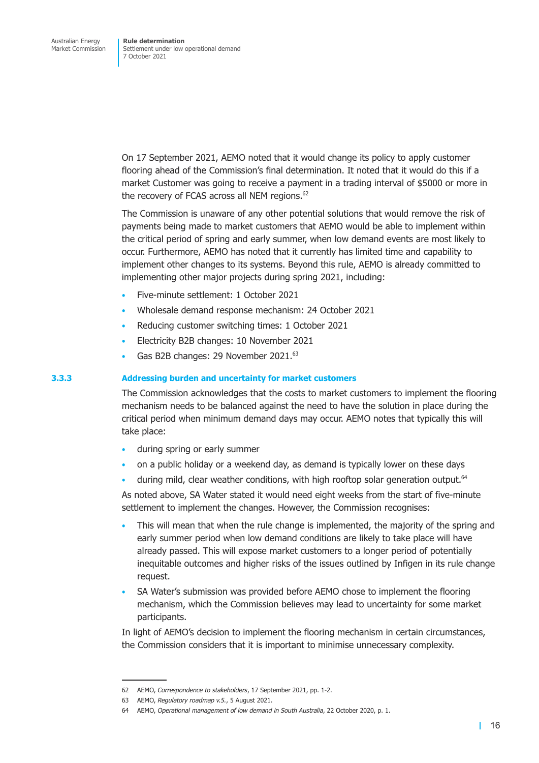On 17 September 2021, AEMO noted that it would change its policy to apply customer flooring ahead of the Commission's final determination. It noted that it would do this if a market Customer was going to receive a payment in a trading interval of $5000 or more in the recovery of FCAS across all NEM regions.[62]

The Commission is unaware of any other potential solutions that would remove the risk of payments being made to market customers that AEMO would be able to implement within the critical period of spring and early summer, when low demand events are most likely to occur. Furthermore, AEMO has noted that it currently has limited time and capability to implement other changes to its systems. Beyond this rule, AEMO is already committed to implementing other major projects during spring 2021, including:

- Five-minute settlement: 1 October 2021
- Wholesale demand response mechanism: 24 October 2021
- Reducing customer switching times: 1 October 2021
- Electricity B2B changes: 10 November 2021
- Gas B2B changes: 29 November 2021.[63]

### 3.3.3 Addressing burden and uncertainty for market customers

The Commission acknowledges that the costs to market customers to implement the flooring mechanism needs to be balanced against the need to have the solution in place during the critical period when minimum demand days may occur. AEMO notes that typically this will take place:

- during spring or early summer
- on a public holiday or a weekend day, as demand is typically lower on these days
- during mild, clear weather conditions, with high rooftop solar generation output.[64]

As noted above, SA Water stated it would need eight weeks from the start of five-minute settlement to implement the changes. However, the Commission recognises:

- This will mean that when the rule change is implemented, the majority of the spring and early summer period when low demand conditions are likely to take place will have already passed. This will expose market customers to a longer period of potentially inequitable outcomes and higher risks of the issues outlined by Infigen in its rule change request.
- SA Water's submission was provided before AEMO chose to implement the flooring mechanism, which the Commission believes may lead to uncertainty for some market participants.

In light of AEMO's decision to implement the flooring mechanism in certain circumstances, the Commission considers that it is important to minimise unnecessary complexity.

---

62 AEMO, *Correspondence to stakeholders*, 17 September 2021, pp. 1-2.

63 AEMO, *Regulatory roadmap v.5.*, 5 August 2021.

64 AEMO, *Operational management of low demand in South Australia*, 22 October 2020, p. 1.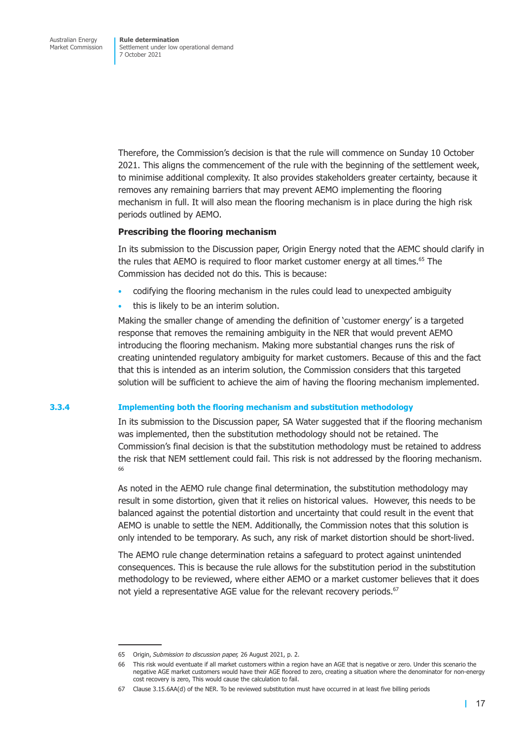Therefore, the Commission's decision is that the rule will commence on Sunday 10 October 2021. This aligns the commencement of the rule with the beginning of the settlement week, to minimise additional complexity. It also provides stakeholders greater certainty, because it removes any remaining barriers that may prevent AEMO implementing the flooring mechanism in full. It will also mean the flooring mechanism is in place during the high risk periods outlined by AEMO.

**Prescribing the flooring mechanism**

In its submission to the Discussion paper, Origin Energy noted that the AEMC should clarify in the rules that AEMO is required to floor market customer energy at all times.[65] The Commission has decided not do this. This is because:

- codifying the flooring mechanism in the rules could lead to unexpected ambiguity
- this is likely to be an interim solution.

Making the smaller change of amending the definition of 'customer energy' is a targeted response that removes the remaining ambiguity in the NER that would prevent AEMO introducing the flooring mechanism. Making more substantial changes runs the risk of creating unintended regulatory ambiguity for market customers. Because of this and the fact that this is intended as an interim solution, the Commission considers that this targeted solution will be sufficient to achieve the aim of having the flooring mechanism implemented.

### 3.3.4 Implementing both the flooring mechanism and substitution methodology

In its submission to the Discussion paper, SA Water suggested that if the flooring mechanism was implemented, then the substitution methodology should not be retained. The Commission's final decision is that the substitution methodology must be retained to address the risk that NEM settlement could fail. This risk is not addressed by the flooring mechanism.[66]

As noted in the AEMO rule change final determination, the substitution methodology may result in some distortion, given that it relies on historical values. However, this needs to be balanced against the potential distortion and uncertainty that could result in the event that AEMO is unable to settle the NEM. Additionally, the Commission notes that this solution is only intended to be temporary. As such, any risk of market distortion should be short-lived.

The AEMO rule change determination retains a safeguard to protect against unintended consequences. This is because the rule allows for the substitution period in the substitution methodology to be reviewed, where either AEMO or a market customer believes that it does not yield a representative AGE value for the relevant recovery periods.[67]

---

65 Origin, *Submission to discussion paper,* 26 August 2021, p. 2.

66 This risk would eventuate if all market customers within a region have an AGE that is negative or zero. Under this scenario the negative AGE market customers would have their AGE floored to zero, creating a situation where the denominator for non-energy cost recovery is zero, This would cause the calculation to fail.

67 Clause 3.15.6AA(d) of the NER. To be reviewed substitution must have occurred in at least five billing periods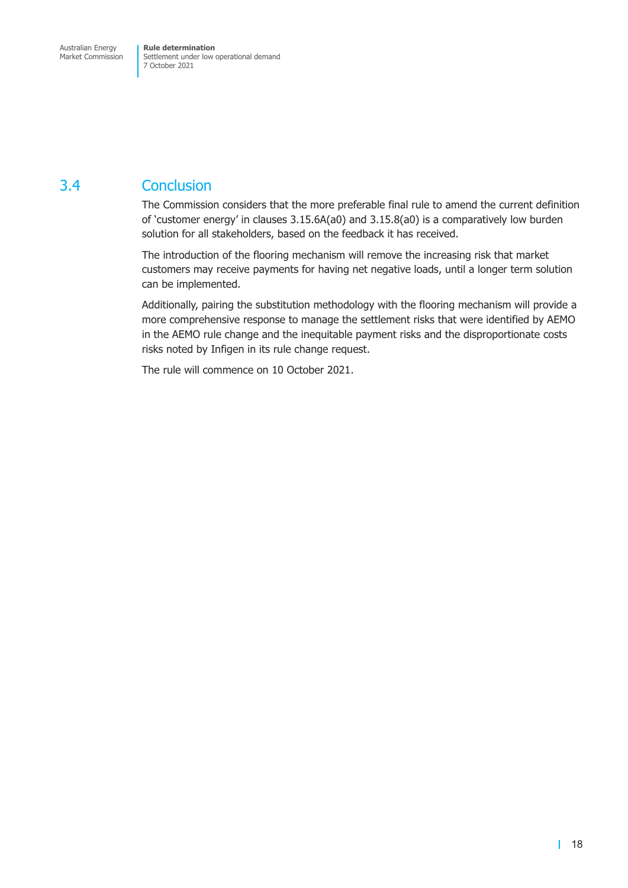## 3.4 Conclusion

The Commission considers that the more preferable final rule to amend the current definition of 'customer energy' in clauses 3.15.6A(a0) and 3.15.8(a0) is a comparatively low burden solution for all stakeholders, based on the feedback it has received.

The introduction of the flooring mechanism will remove the increasing risk that market customers may receive payments for having net negative loads, until a longer term solution can be implemented.

Additionally, pairing the substitution methodology with the flooring mechanism will provide a more comprehensive response to manage the settlement risks that were identified by AEMO in the AEMO rule change and the inequitable payment risks and the disproportionate costs risks noted by Infigen in its rule change request.

The rule will commence on 10 October 2021.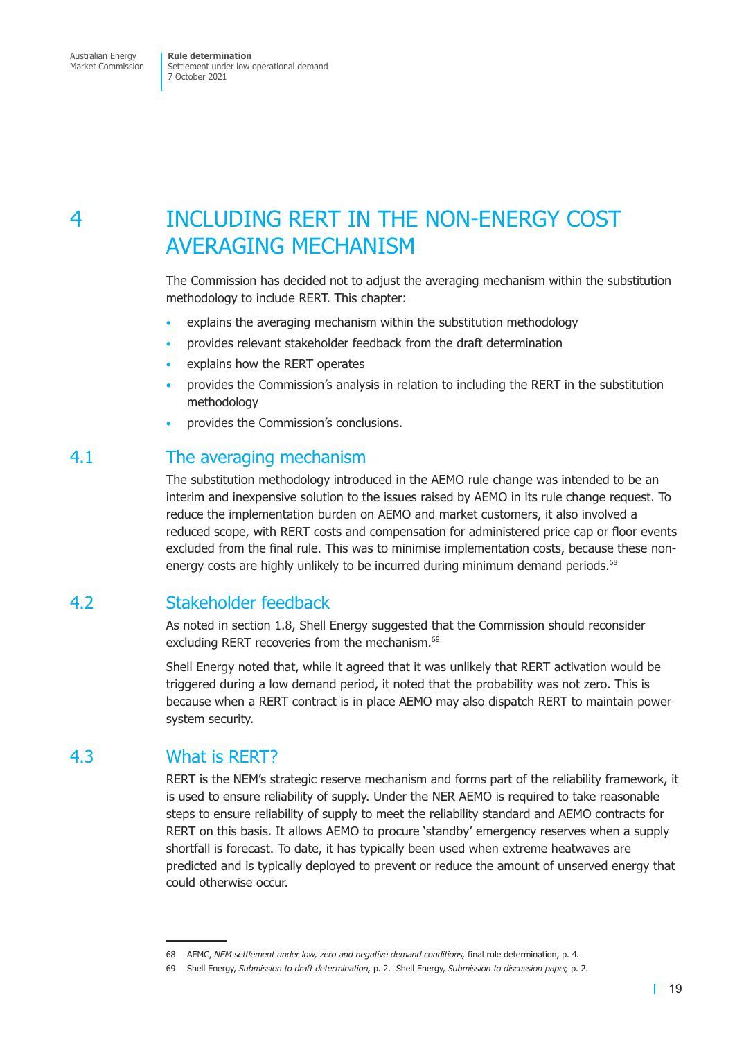# 4 INCLUDING RERT IN THE NON-ENERGY COST AVERAGING MECHANISM

The Commission has decided not to adjust the averaging mechanism within the substitution methodology to include RERT. This chapter:

- explains the averaging mechanism within the substitution methodology
- provides relevant stakeholder feedback from the draft determination
- explains how the RERT operates
- provides the Commission's analysis in relation to including the RERT in the substitution methodology
- provides the Commission's conclusions.

## 4.1 The averaging mechanism

The substitution methodology introduced in the AEMO rule change was intended to be an interim and inexpensive solution to the issues raised by AEMO in its rule change request. To reduce the implementation burden on AEMO and market customers, it also involved a reduced scope, with RERT costs and compensation for administered price cap or floor events excluded from the final rule. This was to minimise implementation costs, because these non-energy costs are highly unlikely to be incurred during minimum demand periods.[68]

## 4.2 Stakeholder feedback

As noted in section 1.8, Shell Energy suggested that the Commission should reconsider excluding RERT recoveries from the mechanism.[69]

Shell Energy noted that, while it agreed that it was unlikely that RERT activation would be triggered during a low demand period, it noted that the probability was not zero. This is because when a RERT contract is in place AEMO may also dispatch RERT to maintain power system security.

## 4.3 What is RERT?

RERT is the NEM's strategic reserve mechanism and forms part of the reliability framework, it is used to ensure reliability of supply. Under the NER AEMO is required to take reasonable steps to ensure reliability of supply to meet the reliability standard and AEMO contracts for RERT on this basis. It allows AEMO to procure 'standby' emergency reserves when a supply shortfall is forecast. To date, it has typically been used when extreme heatwaves are predicted and is typically deployed to prevent or reduce the amount of unserved energy that could otherwise occur.

---

68 AEMC, *NEM settlement under low, zero and negative demand conditions,* final rule determination, p. 4.

69 Shell Energy, *Submission to draft determination,* p. 2. Shell Energy, *Submission to discussion paper,* p. 2.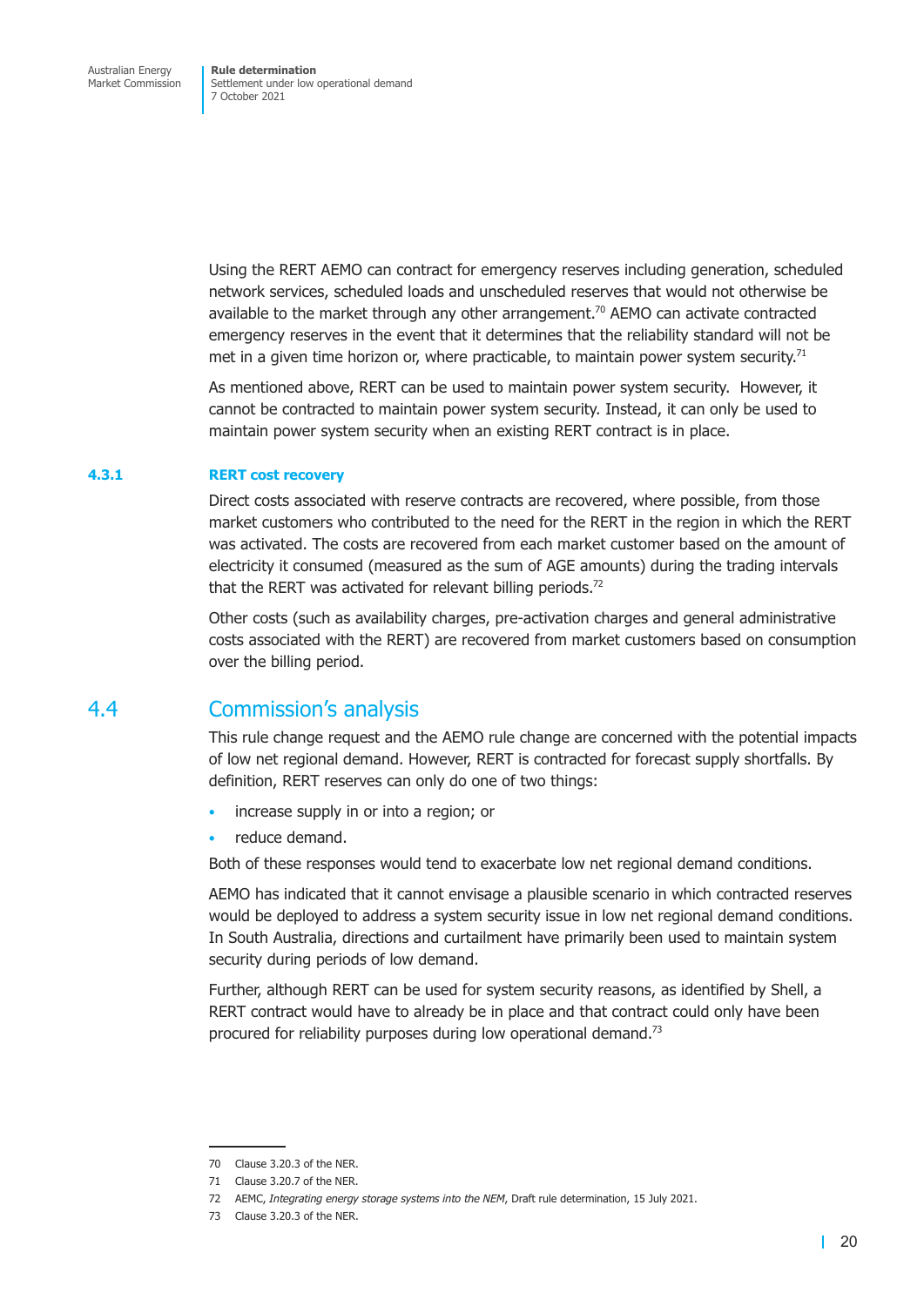Using the RERT AEMO can contract for emergency reserves including generation, scheduled network services, scheduled loads and unscheduled reserves that would not otherwise be available to the market through any other arrangement.[70] AEMO can activate contracted emergency reserves in the event that it determines that the reliability standard will not be met in a given time horizon or, where practicable, to maintain power system security.[71]

As mentioned above, RERT can be used to maintain power system security. However, it cannot be contracted to maintain power system security. Instead, it can only be used to maintain power system security when an existing RERT contract is in place.

### 4.3.1 RERT cost recovery

Direct costs associated with reserve contracts are recovered, where possible, from those market customers who contributed to the need for the RERT in the region in which the RERT was activated. The costs are recovered from each market customer based on the amount of electricity it consumed (measured as the sum of AGE amounts) during the trading intervals that the RERT was activated for relevant billing periods.[72]

Other costs (such as availability charges, pre-activation charges and general administrative costs associated with the RERT) are recovered from market customers based on consumption over the billing period.

## 4.4 Commission's analysis

This rule change request and the AEMO rule change are concerned with the potential impacts of low net regional demand. However, RERT is contracted for forecast supply shortfalls. By definition, RERT reserves can only do one of two things:

- increase supply in or into a region; or
- reduce demand.

Both of these responses would tend to exacerbate low net regional demand conditions.

AEMO has indicated that it cannot envisage a plausible scenario in which contracted reserves would be deployed to address a system security issue in low net regional demand conditions. In South Australia, directions and curtailment have primarily been used to maintain system security during periods of low demand.

Further, although RERT can be used for system security reasons, as identified by Shell, a RERT contract would have to already be in place and that contract could only have been procured for reliability purposes during low operational demand.[73]

---

70 Clause 3.20.3 of the NER.

71 Clause 3.20.7 of the NER.

72 AEMC, *Integrating energy storage systems into the NEM*, Draft rule determination, 15 July 2021.

73 Clause 3.20.3 of the NER.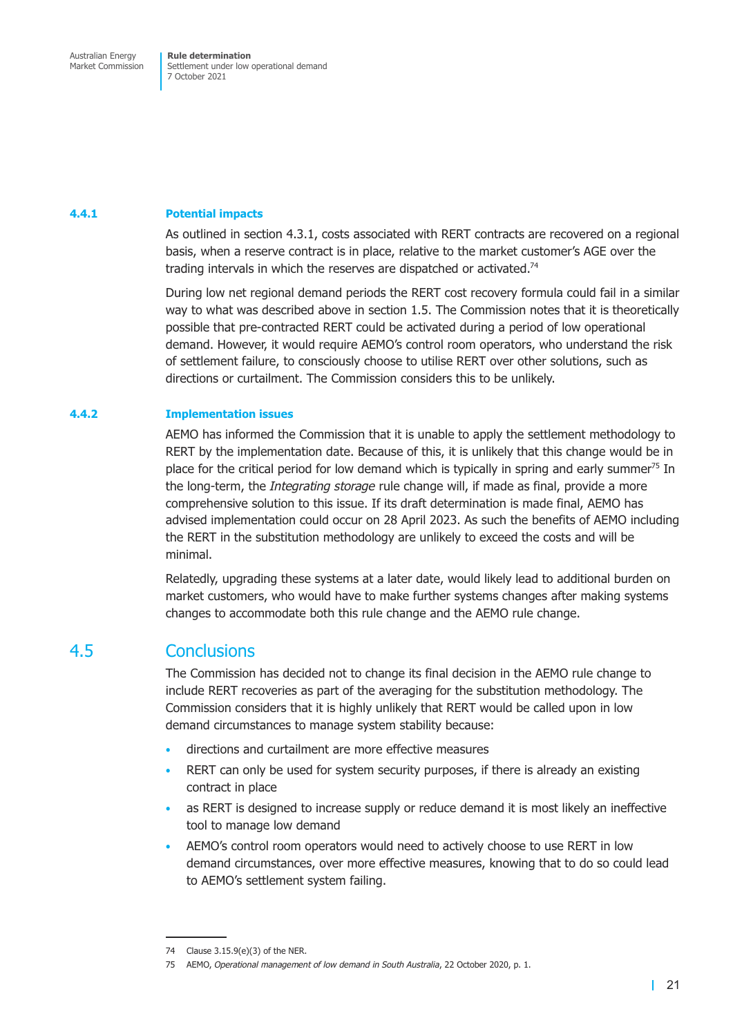#### 4.4.1 Potential impacts

As outlined in section 4.3.1, costs associated with RERT contracts are recovered on a regional basis, when a reserve contract is in place, relative to the market customer's AGE over the trading intervals in which the reserves are dispatched or activated.[74]

During low net regional demand periods the RERT cost recovery formula could fail in a similar way to what was described above in section 1.5. The Commission notes that it is theoretically possible that pre-contracted RERT could be activated during a period of low operational demand. However, it would require AEMO's control room operators, who understand the risk of settlement failure, to consciously choose to utilise RERT over other solutions, such as directions or curtailment. The Commission considers this to be unlikely.

#### 4.4.2 Implementation issues

AEMO has informed the Commission that it is unable to apply the settlement methodology to RERT by the implementation date. Because of this, it is unlikely that this change would be in place for the critical period for low demand which is typically in spring and early summer[75] In the long-term, the *Integrating storage* rule change will, if made as final, provide a more comprehensive solution to this issue. If its draft determination is made final, AEMO has advised implementation could occur on 28 April 2023. As such the benefits of AEMO including the RERT in the substitution methodology are unlikely to exceed the costs and will be minimal.

Relatedly, upgrading these systems at a later date, would likely lead to additional burden on market customers, who would have to make further systems changes after making systems changes to accommodate both this rule change and the AEMO rule change.

### 4.5 Conclusions

The Commission has decided not to change its final decision in the AEMO rule change to include RERT recoveries as part of the averaging for the substitution methodology. The Commission considers that it is highly unlikely that RERT would be called upon in low demand circumstances to manage system stability because:

- directions and curtailment are more effective measures
- RERT can only be used for system security purposes, if there is already an existing contract in place
- as RERT is designed to increase supply or reduce demand it is most likely an ineffective tool to manage low demand
- AEMO's control room operators would need to actively choose to use RERT in low demand circumstances, over more effective measures, knowing that to do so could lead to AEMO's settlement system failing.

---

74 Clause 3.15.9(e)(3) of the NER.

75 AEMO, *Operational management of low demand in South Australia*, 22 October 2020, p. 1.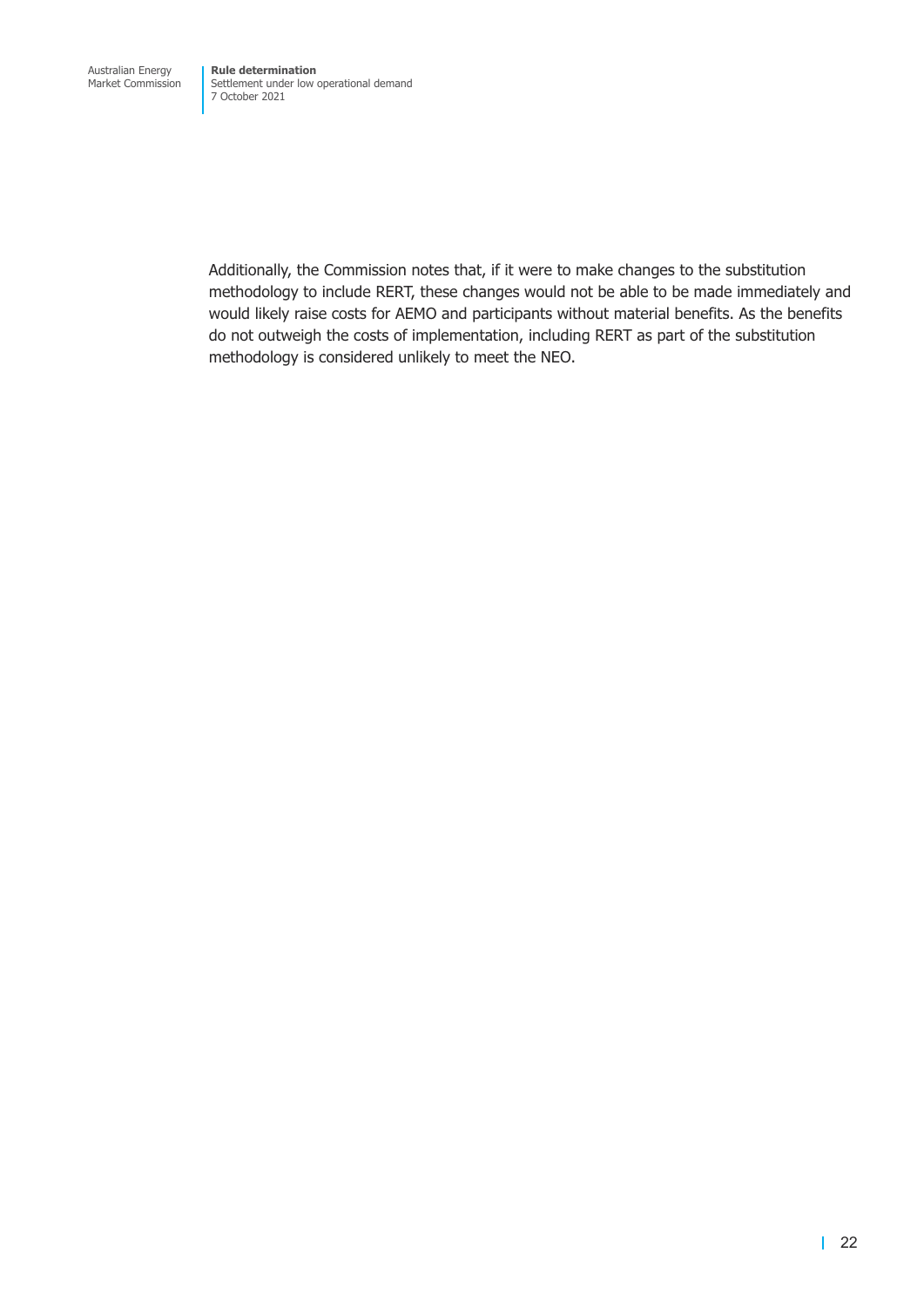Additionally, the Commission notes that, if it were to make changes to the substitution methodology to include RERT, these changes would not be able to be made immediately and would likely raise costs for AEMO and participants without material benefits. As the benefits do not outweigh the costs of implementation, including RERT as part of the substitution methodology is considered unlikely to meet the NEO.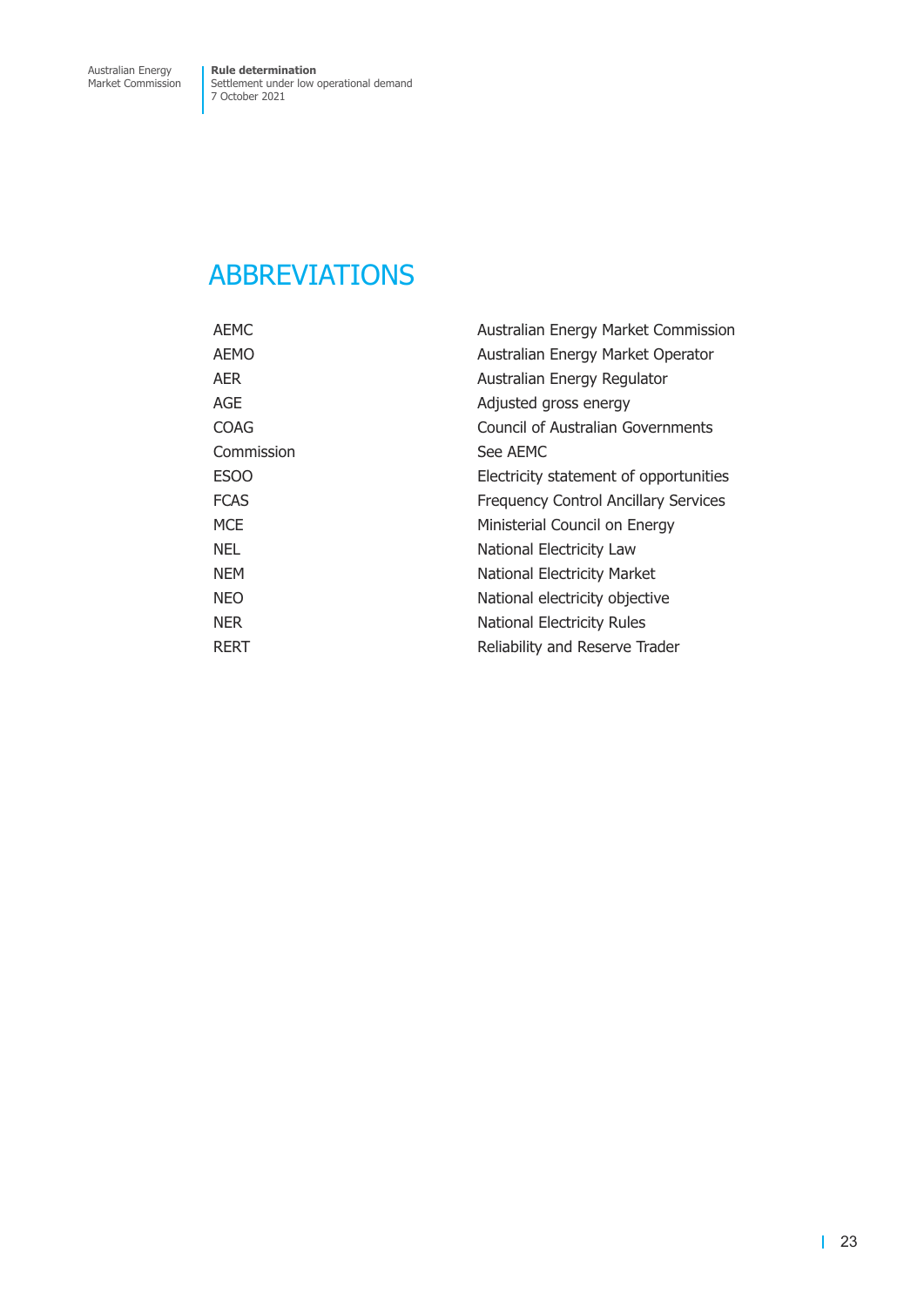# ABBREVIATIONS

| | |
|---|---|
| AEMC | Australian Energy Market Commission |
| AEMO | Australian Energy Market Operator |
| AER | Australian Energy Regulator |
| AGE | Adjusted gross energy |
| COAG | Council of Australian Governments |
| Commission | See AEMC |
| ESOO | Electricity statement of opportunities |
| FCAS | Frequency Control Ancillary Services |
| MCE | Ministerial Council on Energy |
| NEL | National Electricity Law |
| NEM | National Electricity Market |
| NEO | National electricity objective |
| NER | National Electricity Rules |
| RERT | Reliability and Reserve Trader |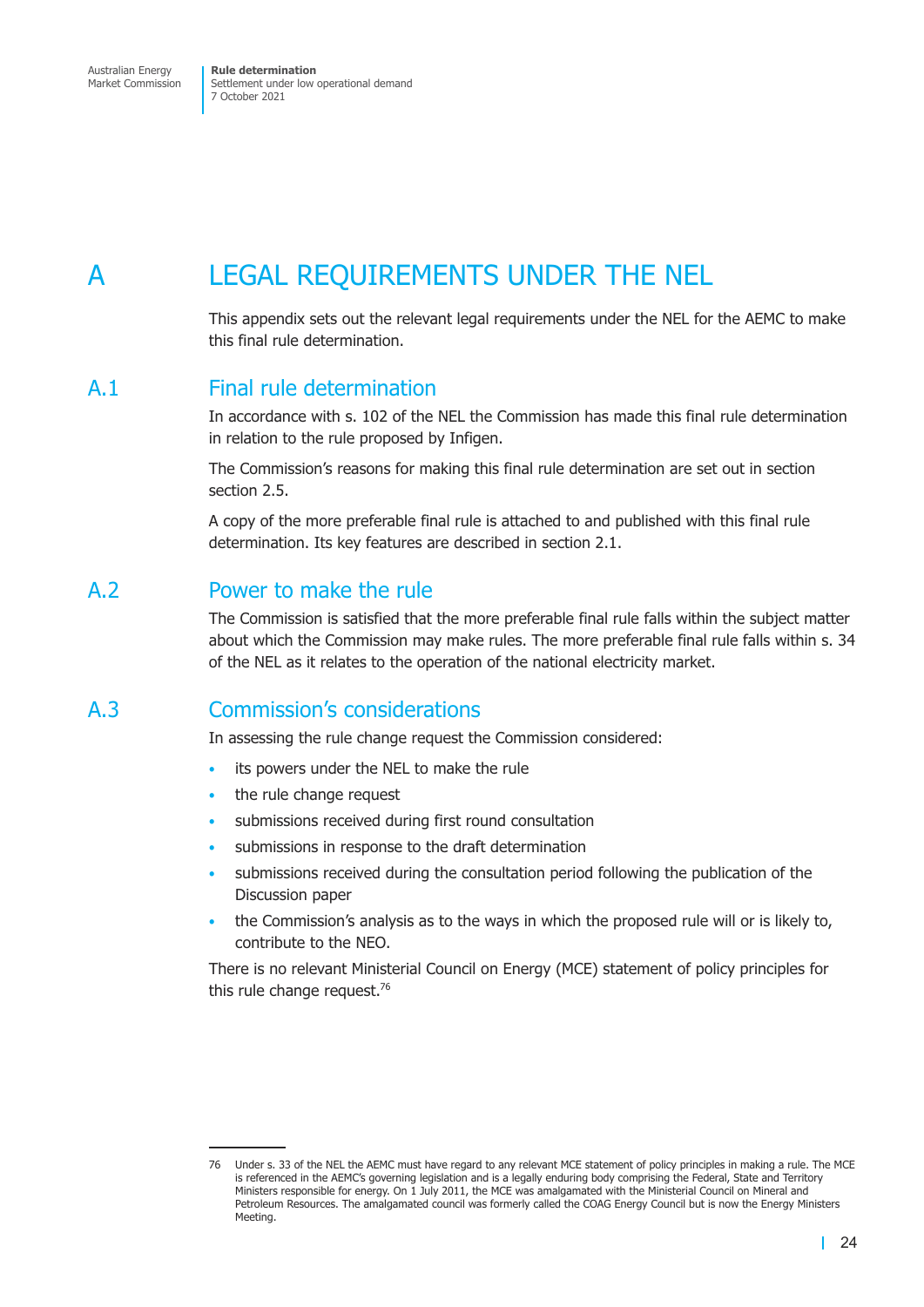# A LEGAL REQUIREMENTS UNDER THE NEL

This appendix sets out the relevant legal requirements under the NEL for the AEMC to make this final rule determination.

## A.1 Final rule determination

In accordance with s. 102 of the NEL the Commission has made this final rule determination in relation to the rule proposed by Infigen.

The Commission's reasons for making this final rule determination are set out in section section 2.5.

A copy of the more preferable final rule is attached to and published with this final rule determination. Its key features are described in section 2.1.

## A.2 Power to make the rule

The Commission is satisfied that the more preferable final rule falls within the subject matter about which the Commission may make rules. The more preferable final rule falls within s. 34 of the NEL as it relates to the operation of the national electricity market.

## A.3 Commission's considerations

In assessing the rule change request the Commission considered:

- its powers under the NEL to make the rule
- the rule change request
- submissions received during first round consultation
- submissions in response to the draft determination
- submissions received during the consultation period following the publication of the Discussion paper
- the Commission's analysis as to the ways in which the proposed rule will or is likely to, contribute to the NEO.

There is no relevant Ministerial Council on Energy (MCE) statement of policy principles for this rule change request.[76]

---

76 Under s. 33 of the NEL the AEMC must have regard to any relevant MCE statement of policy principles in making a rule. The MCE is referenced in the AEMC's governing legislation and is a legally enduring body comprising the Federal, State and Territory Ministers responsible for energy. On 1 July 2011, the MCE was amalgamated with the Ministerial Council on Mineral and Petroleum Resources. The amalgamated council was formerly called the COAG Energy Council but is now the Energy Ministers Meeting.